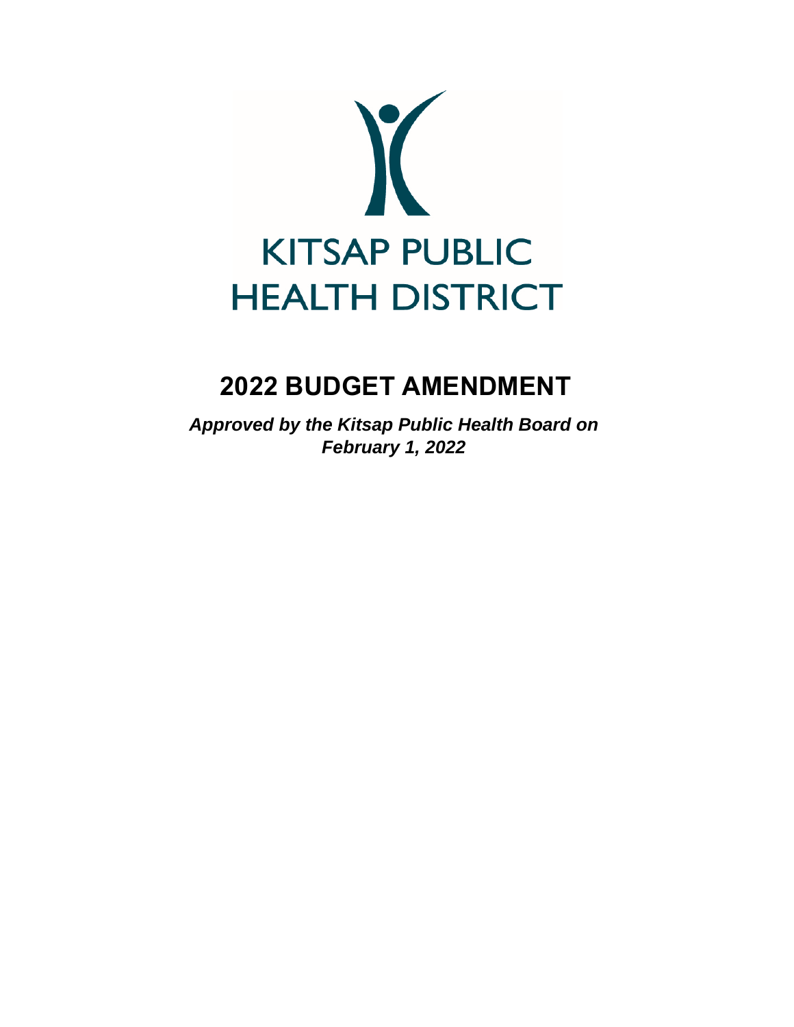KITSAP PUBLIC HEALTH DISTRICT

# 2022 BUDGET AMENDMENT

***Approved by the Kitsap Public Health Board on February 1, 2022***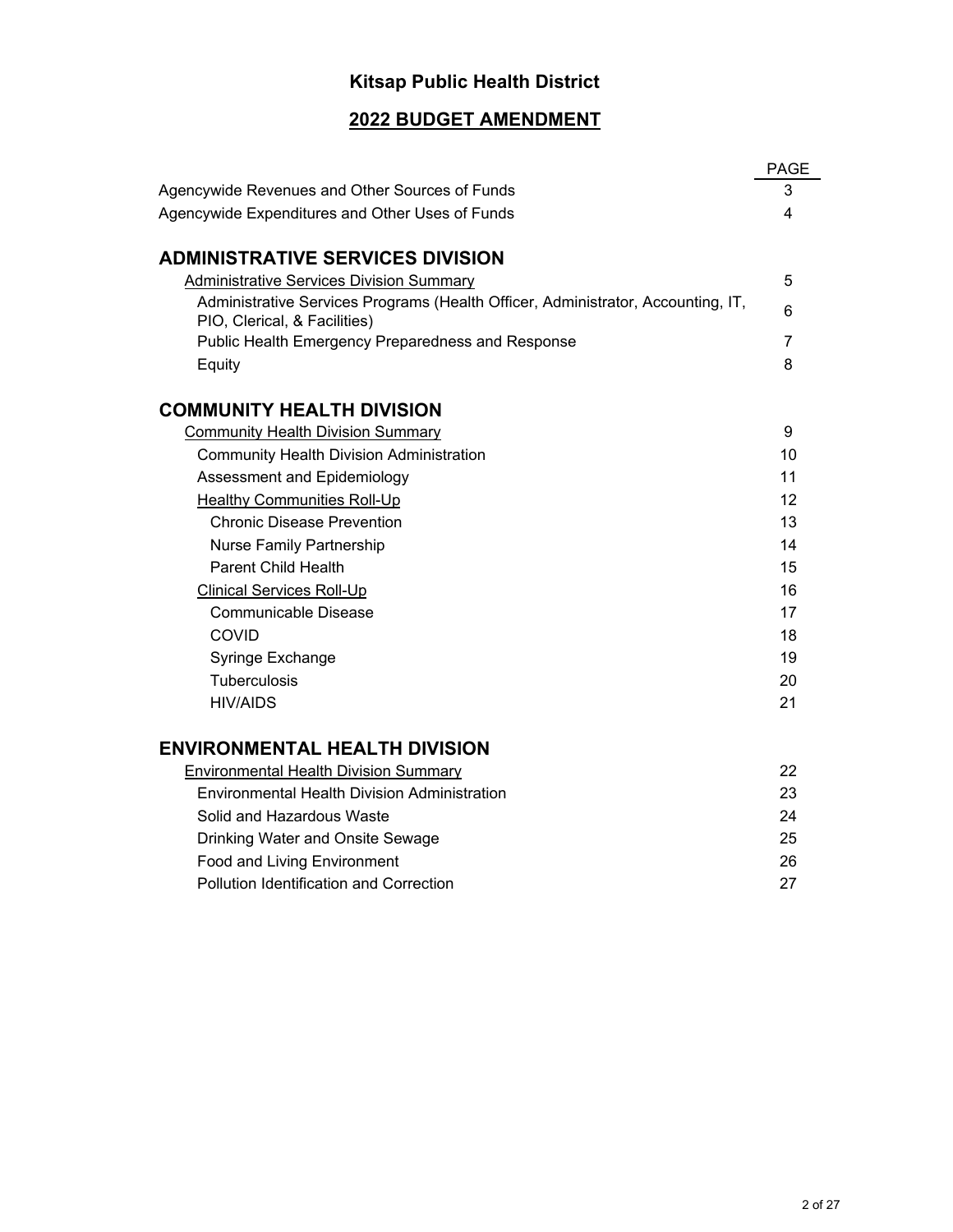# Kitsap Public Health District

## 2022 BUDGET AMENDMENT

| | PAGE |
|---|---|
| Agencywide Revenues and Other Sources of Funds | 3 |
| Agencywide Expenditures and Other Uses of Funds | 4 |
| **ADMINISTRATIVE SERVICES DIVISION** | |
| Administrative Services Division Summary | 5 |
| Administrative Services Programs (Health Officer, Administrator, Accounting, IT, PIO, Clerical, & Facilities) | 6 |
| Public Health Emergency Preparedness and Response | 7 |
| Equity | 8 |
| **COMMUNITY HEALTH DIVISION** | |
| Community Health Division Summary | 9 |
| Community Health Division Administration | 10 |
| Assessment and Epidemiology | 11 |
| Healthy Communities Roll-Up | 12 |
| Chronic Disease Prevention | 13 |
| Nurse Family Partnership | 14 |
| Parent Child Health | 15 |
| Clinical Services Roll-Up | 16 |
| Communicable Disease | 17 |
| COVID | 18 |
| Syringe Exchange | 19 |
| Tuberculosis | 20 |
| HIV/AIDS | 21 |
| **ENVIRONMENTAL HEALTH DIVISION** | |
| Environmental Health Division Summary | 22 |
| Environmental Health Division Administration | 23 |
| Solid and Hazardous Waste | 24 |
| Drinking Water and Onsite Sewage | 25 |
| Food and Living Environment | 26 |
| Pollution Identification and Correction | 27 |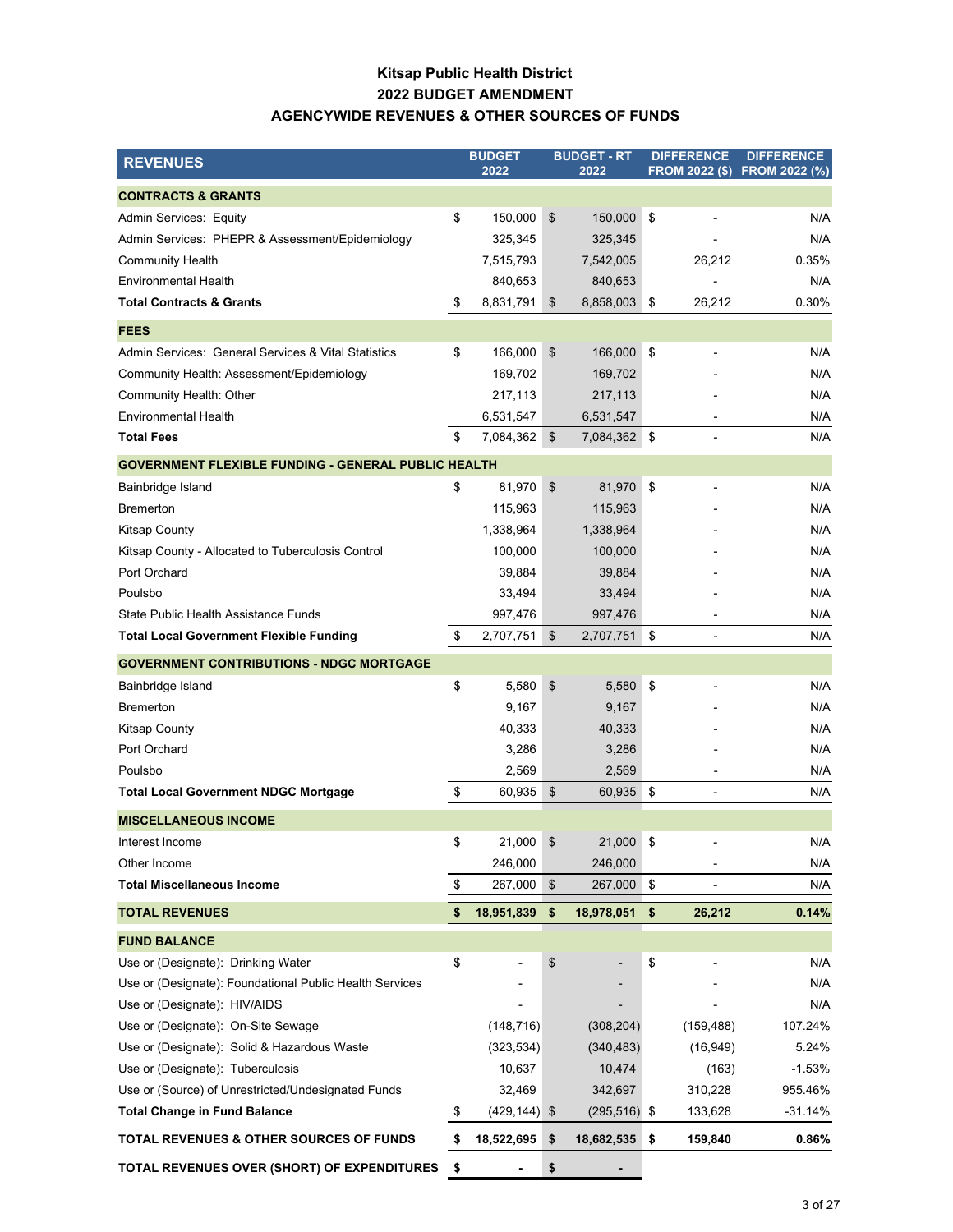# Kitsap Public Health District
## 2022 BUDGET AMENDMENT
## AGENCYWIDE REVENUES & OTHER SOURCES OF FUNDS

| REVENUES | BUDGET 2022 | BUDGET - RT 2022 | DIFFERENCE FROM 2022 ($) | DIFFERENCE FROM 2022 (%) |
|---|---|---|---|---|
| **CONTRACTS & GRANTS** | | | | |
| Admin Services: Equity | $ 150,000 | $ 150,000 | $ - | N/A |
| Admin Services: PHEPR & Assessment/Epidemiology | 325,345 | 325,345 | - | N/A |
| Community Health | 7,515,793 | 7,542,005 | 26,212 | 0.35% |
| Environmental Health | 840,653 | 840,653 | - | N/A |
| **Total Contracts & Grants** | $ 8,831,791 | $ 8,858,003 | $ 26,212 | 0.30% |
| **FEES** | | | | |
| Admin Services: General Services & Vital Statistics | $ 166,000 | $ 166,000 | $ - | N/A |
| Community Health: Assessment/Epidemiology | 169,702 | 169,702 | - | N/A |
| Community Health: Other | 217,113 | 217,113 | - | N/A |
| Environmental Health | 6,531,547 | 6,531,547 | - | N/A |
| **Total Fees** | $ 7,084,362 | $ 7,084,362 | $ - | N/A |
| **GOVERNMENT FLEXIBLE FUNDING - GENERAL PUBLIC HEALTH** | | | | |
| Bainbridge Island | $ 81,970 | $ 81,970 | $ - | N/A |
| Bremerton | 115,963 | 115,963 | - | N/A |
| Kitsap County | 1,338,964 | 1,338,964 | - | N/A |
| Kitsap County - Allocated to Tuberculosis Control | 100,000 | 100,000 | - | N/A |
| Port Orchard | 39,884 | 39,884 | - | N/A |
| Poulsbo | 33,494 | 33,494 | - | N/A |
| State Public Health Assistance Funds | 997,476 | 997,476 | - | N/A |
| **Total Local Government Flexible Funding** | $ 2,707,751 | $ 2,707,751 | $ - | N/A |
| **GOVERNMENT CONTRIBUTIONS - NDGC MORTGAGE** | | | | |
| Bainbridge Island | $ 5,580 | $ 5,580 | $ - | N/A |
| Bremerton | 9,167 | 9,167 | - | N/A |
| Kitsap County | 40,333 | 40,333 | - | N/A |
| Port Orchard | 3,286 | 3,286 | - | N/A |
| Poulsbo | 2,569 | 2,569 | - | N/A |
| **Total Local Government NDGC Mortgage** | $ 60,935 | $ 60,935 | $ - | N/A |
| **MISCELLANEOUS INCOME** | | | | |
| Interest Income | $ 21,000 | $ 21,000 | $ - | N/A |
| Other Income | 246,000 | 246,000 | - | N/A |
| **Total Miscellaneous Income** | $ 267,000 | $ 267,000 | $ - | N/A |
| **TOTAL REVENUES** | **$ 18,951,839** | **$ 18,978,051** | **$ 26,212** | **0.14%** |
| **FUND BALANCE** | | | | |
| Use or (Designate): Drinking Water | $ - | $ - | $ - | N/A |
| Use or (Designate): Foundational Public Health Services | - | - | - | N/A |
| Use or (Designate): HIV/AIDS | - | - | - | N/A |
| Use or (Designate): On-Site Sewage | (148,716) | (308,204) | (159,488) | 107.24% |
| Use or (Designate): Solid & Hazardous Waste | (323,534) | (340,483) | (16,949) | 5.24% |
| Use or (Designate): Tuberculosis | 10,637 | 10,474 | (163) | -1.53% |
| Use or (Source) of Unrestricted/Undesignated Funds | 32,469 | 342,697 | 310,228 | 955.46% |
| **Total Change in Fund Balance** | $ (429,144) | $ (295,516) | $ 133,628 | -31.14% |
| **TOTAL REVENUES & OTHER SOURCES OF FUNDS** | **$ 18,522,695** | **$ 18,682,535** | **$ 159,840** | **0.86%** |
| **TOTAL REVENUES OVER (SHORT) OF EXPENDITURES** | **$ -** | **$ -** | | |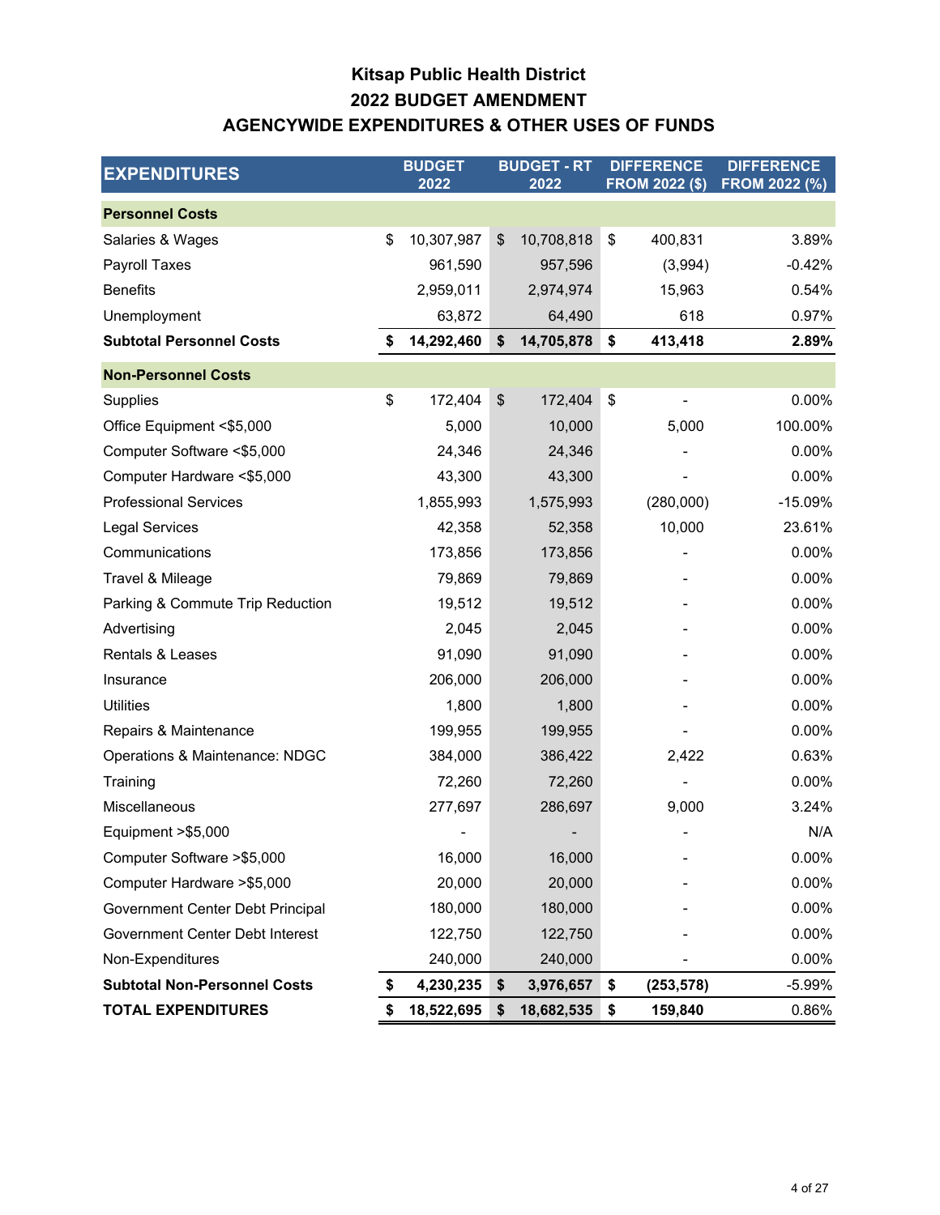# Kitsap Public Health District
## 2022 BUDGET AMENDMENT
## AGENCYWIDE EXPENDITURES & OTHER USES OF FUNDS

| EXPENDITURES | BUDGET 2022 | BUDGET - RT 2022 | DIFFERENCE FROM 2022 ($) | DIFFERENCE FROM 2022 (%) |
|---|---|---|---|---|
| **Personnel Costs** | | | | |
| Salaries & Wages | $ 10,307,987 | $ 10,708,818 | $ 400,831 | 3.89% |
| Payroll Taxes | 961,590 | 957,596 | (3,994) | -0.42% |
| Benefits | 2,959,011 | 2,974,974 | 15,963 | 0.54% |
| Unemployment | 63,872 | 64,490 | 618 | 0.97% |
| **Subtotal Personnel Costs** | **$ 14,292,460** | **$ 14,705,878** | **$ 413,418** | **2.89%** |
| **Non-Personnel Costs** | | | | |
| Supplies | $ 172,404 | $ 172,404 | $ - | 0.00% |
| Office Equipment <$5,000 | 5,000 | 10,000 | 5,000 | 100.00% |
| Computer Software <$5,000 | 24,346 | 24,346 | - | 0.00% |
| Computer Hardware <$5,000 | 43,300 | 43,300 | - | 0.00% |
| Professional Services | 1,855,993 | 1,575,993 | (280,000) | -15.09% |
| Legal Services | 42,358 | 52,358 | 10,000 | 23.61% |
| Communications | 173,856 | 173,856 | - | 0.00% |
| Travel & Mileage | 79,869 | 79,869 | - | 0.00% |
| Parking & Commute Trip Reduction | 19,512 | 19,512 | - | 0.00% |
| Advertising | 2,045 | 2,045 | - | 0.00% |
| Rentals & Leases | 91,090 | 91,090 | - | 0.00% |
| Insurance | 206,000 | 206,000 | - | 0.00% |
| Utilities | 1,800 | 1,800 | - | 0.00% |
| Repairs & Maintenance | 199,955 | 199,955 | - | 0.00% |
| Operations & Maintenance: NDGC | 384,000 | 386,422 | 2,422 | 0.63% |
| Training | 72,260 | 72,260 | - | 0.00% |
| Miscellaneous | 277,697 | 286,697 | 9,000 | 3.24% |
| Equipment >$5,000 | - | - | - | N/A |
| Computer Software >$5,000 | 16,000 | 16,000 | - | 0.00% |
| Computer Hardware >$5,000 | 20,000 | 20,000 | - | 0.00% |
| Government Center Debt Principal | 180,000 | 180,000 | - | 0.00% |
| Government Center Debt Interest | 122,750 | 122,750 | - | 0.00% |
| Non-Expenditures | 240,000 | 240,000 | - | 0.00% |
| **Subtotal Non-Personnel Costs** | **$ 4,230,235** | **$ 3,976,657** | **$ (253,578)** | -5.99% |
| **TOTAL EXPENDITURES** | **$ 18,522,695** | **$ 18,682,535** | **$ 159,840** | 0.86% |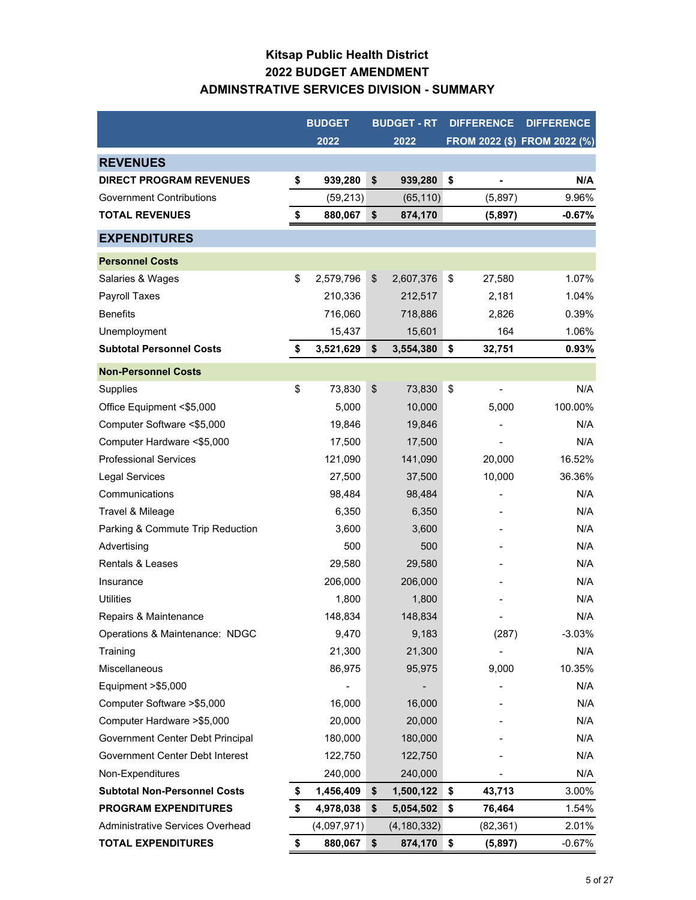# Kitsap Public Health District
## 2022 BUDGET AMENDMENT
## ADMINSTRATIVE SERVICES DIVISION - SUMMARY

| | BUDGET 2022 | BUDGET - RT 2022 | DIFFERENCE FROM 2022 ($) | DIFFERENCE FROM 2022 (%) |
|---|---|---|---|---|
| **REVENUES** | | | | |
| **DIRECT PROGRAM REVENUES** | **$ 939,280** | **$ 939,280** | **$ -** | **N/A** |
| Government Contributions | (59,213) | (65,110) | (5,897) | 9.96% |
| **TOTAL REVENUES** | **$ 880,067** | **$ 874,170** | **(5,897)** | **-0.67%** |
| **EXPENDITURES** | | | | |
| **Personnel Costs** | | | | |
| Salaries & Wages | $ 2,579,796 | $ 2,607,376 | $ 27,580 | 1.07% |
| Payroll Taxes | 210,336 | 212,517 | 2,181 | 1.04% |
| Benefits | 716,060 | 718,886 | 2,826 | 0.39% |
| Unemployment | 15,437 | 15,601 | 164 | 1.06% |
| **Subtotal Personnel Costs** | **$ 3,521,629** | **$ 3,554,380** | **$ 32,751** | **0.93%** |
| **Non-Personnel Costs** | | | | |
| Supplies | $ 73,830 | $ 73,830 | $ - | N/A |
| Office Equipment <$5,000 | 5,000 | 10,000 | 5,000 | 100.00% |
| Computer Software <$5,000 | 19,846 | 19,846 | - | N/A |
| Computer Hardware <$5,000 | 17,500 | 17,500 | - | N/A |
| Professional Services | 121,090 | 141,090 | 20,000 | 16.52% |
| Legal Services | 27,500 | 37,500 | 10,000 | 36.36% |
| Communications | 98,484 | 98,484 | - | N/A |
| Travel & Mileage | 6,350 | 6,350 | - | N/A |
| Parking & Commute Trip Reduction | 3,600 | 3,600 | - | N/A |
| Advertising | 500 | 500 | - | N/A |
| Rentals & Leases | 29,580 | 29,580 | - | N/A |
| Insurance | 206,000 | 206,000 | - | N/A |
| Utilities | 1,800 | 1,800 | - | N/A |
| Repairs & Maintenance | 148,834 | 148,834 | - | N/A |
| Operations & Maintenance: NDGC | 9,470 | 9,183 | (287) | -3.03% |
| Training | 21,300 | 21,300 | - | N/A |
| Miscellaneous | 86,975 | 95,975 | 9,000 | 10.35% |
| Equipment >$5,000 | - | - | - | N/A |
| Computer Software >$5,000 | 16,000 | 16,000 | - | N/A |
| Computer Hardware >$5,000 | 20,000 | 20,000 | - | N/A |
| Government Center Debt Principal | 180,000 | 180,000 | - | N/A |
| Government Center Debt Interest | 122,750 | 122,750 | - | N/A |
| Non-Expenditures | 240,000 | 240,000 | - | N/A |
| **Subtotal Non-Personnel Costs** | **$ 1,456,409** | **$ 1,500,122** | **$ 43,713** | 3.00% |
| **PROGRAM EXPENDITURES** | **$ 4,978,038** | **$ 5,054,502** | **$ 76,464** | 1.54% |
| Administrative Services Overhead | (4,097,971) | (4,180,332) | (82,361) | 2.01% |
| **TOTAL EXPENDITURES** | **$ 880,067** | **$ 874,170** | **$ (5,897)** | -0.67% |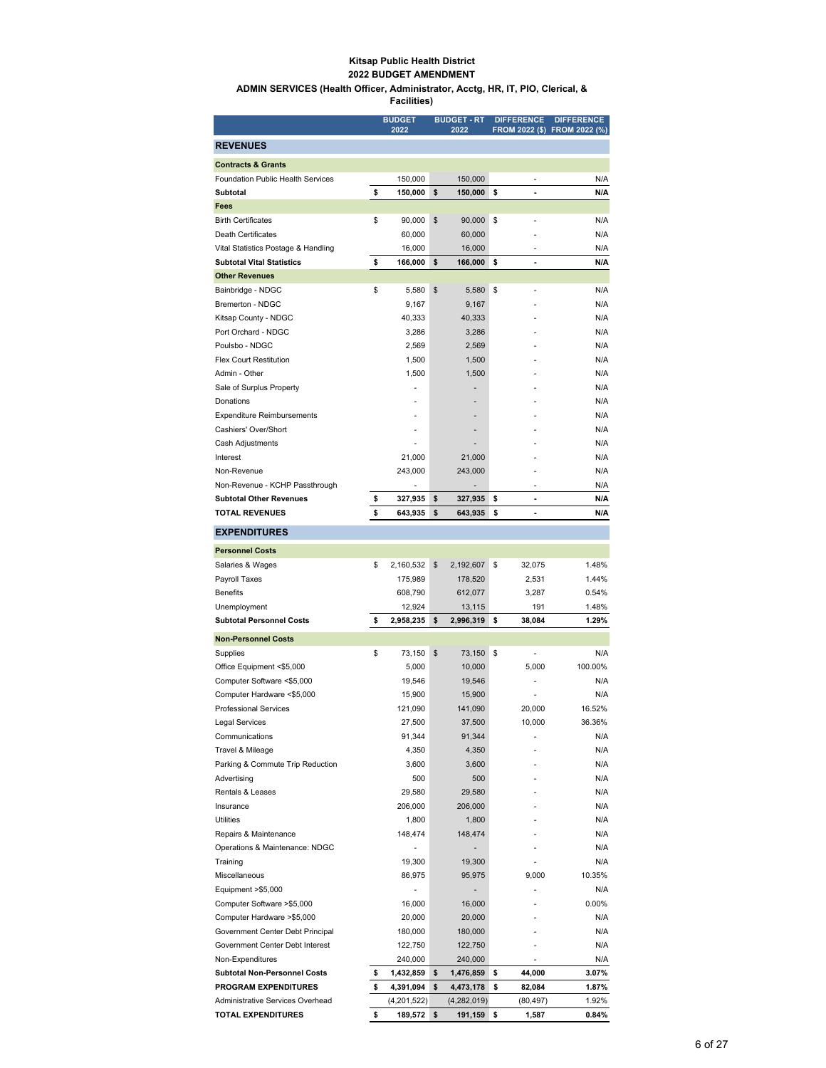**Kitsap Public Health District**
**2022 BUDGET AMENDMENT**
**ADMIN SERVICES (Health Officer, Administrator, Acctg, HR, IT, PIO, Clerical, & Facilities)**

| | BUDGET 2022 | BUDGET - RT 2022 | DIFFERENCE FROM 2022 ($) | DIFFERENCE FROM 2022 (%) |
|---|---|---|---|---|
| **REVENUES** | | | | |
| **Contracts & Grants** | | | | |
| Foundation Public Health Services | 150,000 | 150,000 | - | N/A |
| **Subtotal** | **$ 150,000** | **$ 150,000** | **$ -** | **N/A** |
| **Fees** | | | | |
| Birth Certificates | $ 90,000 | $ 90,000 | $ - | N/A |
| Death Certificates | 60,000 | 60,000 | - | N/A |
| Vital Statistics Postage & Handling | 16,000 | 16,000 | - | N/A |
| **Subtotal Vital Statistics** | **$ 166,000** | **$ 166,000** | **$ -** | **N/A** |
| **Other Revenues** | | | | |
| Bainbridge - NDGC | $ 5,580 | $ 5,580 | $ - | N/A |
| Bremerton - NDGC | 9,167 | 9,167 | - | N/A |
| Kitsap County - NDGC | 40,333 | 40,333 | - | N/A |
| Port Orchard - NDGC | 3,286 | 3,286 | - | N/A |
| Poulsbo - NDGC | 2,569 | 2,569 | - | N/A |
| Flex Court Restitution | 1,500 | 1,500 | - | N/A |
| Admin - Other | 1,500 | 1,500 | - | N/A |
| Sale of Surplus Property | - | - | - | N/A |
| Donations | - | - | - | N/A |
| Expenditure Reimbursements | - | - | - | N/A |
| Cashiers' Over/Short | - | - | - | N/A |
| Cash Adjustments | - | - | - | N/A |
| Interest | 21,000 | 21,000 | - | N/A |
| Non-Revenue | 243,000 | 243,000 | - | N/A |
| Non-Revenue - KCHP Passthrough | - | - | - | N/A |
| **Subtotal Other Revenues** | **$ 327,935** | **$ 327,935** | **$ -** | **N/A** |
| **TOTAL REVENUES** | **$ 643,935** | **$ 643,935** | **$ -** | **N/A** |
| **EXPENDITURES** | | | | |
| **Personnel Costs** | | | | |
| Salaries & Wages | $ 2,160,532 | $ 2,192,607 | $ 32,075 | 1.48% |
| Payroll Taxes | 175,989 | 178,520 | 2,531 | 1.44% |
| Benefits | 608,790 | 612,077 | 3,287 | 0.54% |
| Unemployment | 12,924 | 13,115 | 191 | 1.48% |
| **Subtotal Personnel Costs** | **$ 2,958,235** | **$ 2,996,319** | **$ 38,084** | **1.29%** |
| **Non-Personnel Costs** | | | | |
| Supplies | $ 73,150 | $ 73,150 | $ - | N/A |
| Office Equipment <$5,000 | 5,000 | 10,000 | 5,000 | 100.00% |
| Computer Software <$5,000 | 19,546 | 19,546 | - | N/A |
| Computer Hardware <$5,000 | 15,900 | 15,900 | - | N/A |
| Professional Services | 121,090 | 141,090 | 20,000 | 16.52% |
| Legal Services | 27,500 | 37,500 | 10,000 | 36.36% |
| Communications | 91,344 | 91,344 | - | N/A |
| Travel & Mileage | 4,350 | 4,350 | - | N/A |
| Parking & Commute Trip Reduction | 3,600 | 3,600 | - | N/A |
| Advertising | 500 | 500 | - | N/A |
| Rentals & Leases | 29,580 | 29,580 | - | N/A |
| Insurance | 206,000 | 206,000 | - | N/A |
| Utilities | 1,800 | 1,800 | - | N/A |
| Repairs & Maintenance | 148,474 | 148,474 | - | N/A |
| Operations & Maintenance: NDGC | - | - | - | N/A |
| Training | 19,300 | 19,300 | - | N/A |
| Miscellaneous | 86,975 | 95,975 | 9,000 | 10.35% |
| Equipment >$5,000 | - | - | - | N/A |
| Computer Software >$5,000 | 16,000 | 16,000 | - | 0.00% |
| Computer Hardware >$5,000 | 20,000 | 20,000 | - | N/A |
| Government Center Debt Principal | 180,000 | 180,000 | - | N/A |
| Government Center Debt Interest | 122,750 | 122,750 | - | N/A |
| Non-Expenditures | 240,000 | 240,000 | - | N/A |
| **Subtotal Non-Personnel Costs** | **$ 1,432,859** | **$ 1,476,859** | **$ 44,000** | **3.07%** |
| **PROGRAM EXPENDITURES** | **$ 4,391,094** | **$ 4,473,178** | **$ 82,084** | **1.87%** |
| Administrative Services Overhead | (4,201,522) | (4,282,019) | (80,497) | 1.92% |
| **TOTAL EXPENDITURES** | **$ 189,572** | **$ 191,159** | **$ 1,587** | **0.84%** |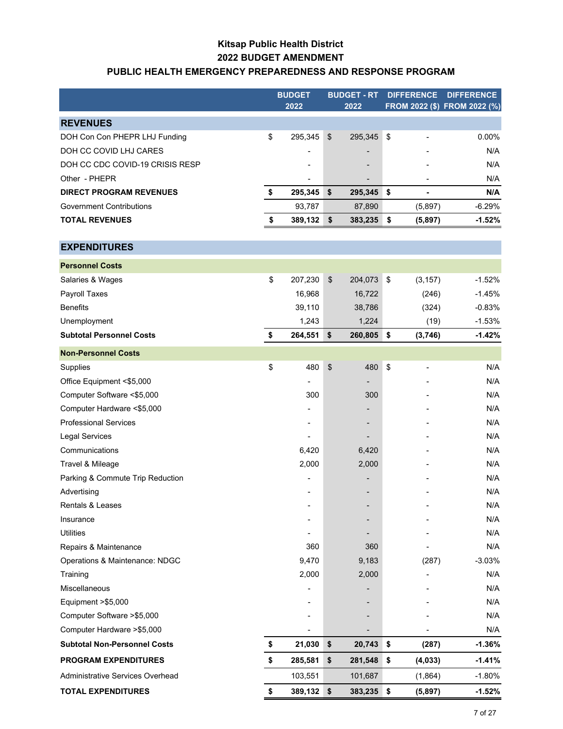# Kitsap Public Health District

## 2022 BUDGET AMENDMENT

## PUBLIC HEALTH EMERGENCY PREPAREDNESS AND RESPONSE PROGRAM

| | BUDGET 2022 | BUDGET - RT 2022 | DIFFERENCE FROM 2022 ($) | DIFFERENCE FROM 2022 (%) |
|---|---|---|---|---|
| **REVENUES** | | | | |
| DOH Con Con PHEPR LHJ Funding | $ 295,345 | $ 295,345 | $ - | 0.00% |
| DOH CC COVID LHJ CARES | - | - | - | N/A |
| DOH CC CDC COVID-19 CRISIS RESP | - | - | - | N/A |
| Other - PHEPR | - | - | - | N/A |
| **DIRECT PROGRAM REVENUES** | **$ 295,345** | **$ 295,345** | **$ -** | **N/A** |
| Government Contributions | 93,787 | 87,890 | (5,897) | -6.29% |
| **TOTAL REVENUES** | **$ 389,132** | **$ 383,235** | **$ (5,897)** | **-1.52%** |
| **EXPENDITURES** | | | | |
| **Personnel Costs** | | | | |
| Salaries & Wages | $ 207,230 | $ 204,073 | $ (3,157) | -1.52% |
| Payroll Taxes | 16,968 | 16,722 | (246) | -1.45% |
| Benefits | 39,110 | 38,786 | (324) | -0.83% |
| Unemployment | 1,243 | 1,224 | (19) | -1.53% |
| **Subtotal Personnel Costs** | **$ 264,551** | **$ 260,805** | **$ (3,746)** | **-1.42%** |
| **Non-Personnel Costs** | | | | |
| Supplies | $ 480 | $ 480 | $ - | N/A |
| Office Equipment <$5,000 | - | - | - | N/A |
| Computer Software <$5,000 | 300 | 300 | - | N/A |
| Computer Hardware <$5,000 | - | - | - | N/A |
| Professional Services | - | - | - | N/A |
| Legal Services | - | - | - | N/A |
| Communications | 6,420 | 6,420 | - | N/A |
| Travel & Mileage | 2,000 | 2,000 | - | N/A |
| Parking & Commute Trip Reduction | - | - | - | N/A |
| Advertising | - | - | - | N/A |
| Rentals & Leases | - | - | - | N/A |
| Insurance | - | - | - | N/A |
| Utilities | - | - | - | N/A |
| Repairs & Maintenance | 360 | 360 | - | N/A |
| Operations & Maintenance: NDGC | 9,470 | 9,183 | (287) | -3.03% |
| Training | 2,000 | 2,000 | - | N/A |
| Miscellaneous | - | - | - | N/A |
| Equipment >$5,000 | - | - | - | N/A |
| Computer Software >$5,000 | - | - | - | N/A |
| Computer Hardware >$5,000 | - | - | - | N/A |
| **Subtotal Non-Personnel Costs** | **$ 21,030** | **$ 20,743** | **$ (287)** | **-1.36%** |
| **PROGRAM EXPENDITURES** | **$ 285,581** | **$ 281,548** | **$ (4,033)** | **-1.41%** |
| Administrative Services Overhead | 103,551 | 101,687 | (1,864) | -1.80% |
| **TOTAL EXPENDITURES** | **$ 389,132** | **$ 383,235** | **$ (5,897)** | **-1.52%** |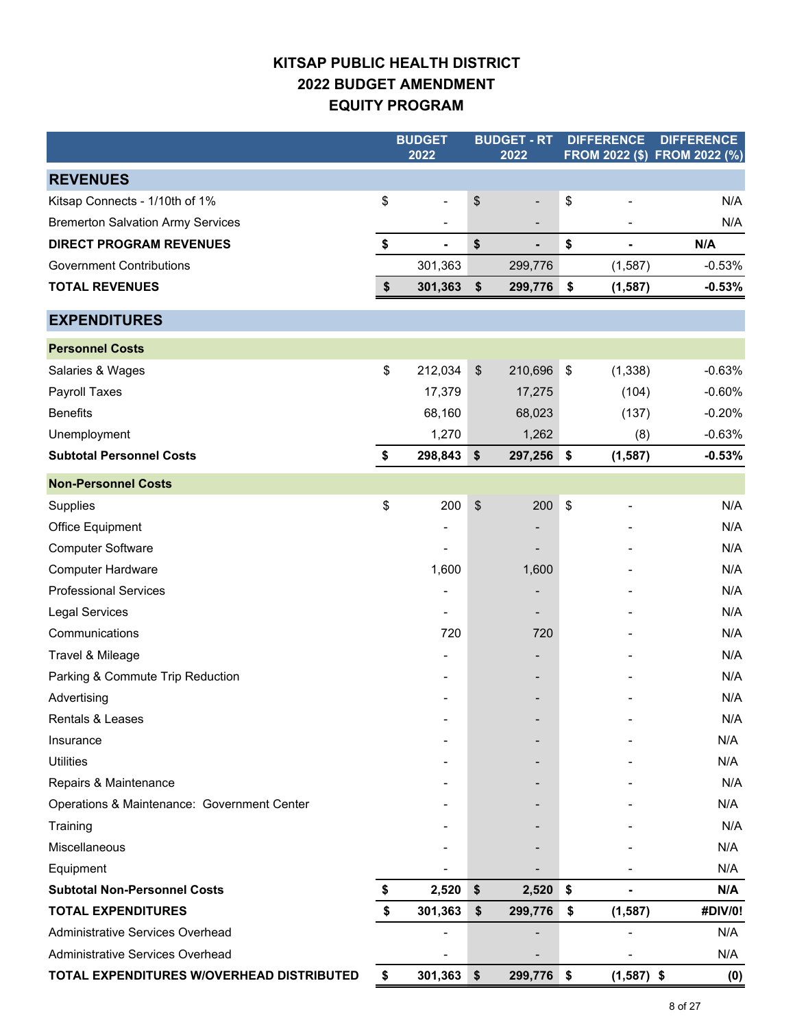# KITSAP PUBLIC HEALTH DISTRICT
# 2022 BUDGET AMENDMENT
# EQUITY PROGRAM

| | BUDGET 2022 | BUDGET - RT 2022 | DIFFERENCE FROM 2022 ($) | DIFFERENCE FROM 2022 (%) |
|---|---|---|---|---|
| **REVENUES** | | | | |
| Kitsap Connects - 1/10th of 1% | $ - | $ - | $ - | N/A |
| Bremerton Salvation Army Services | - | - | - | N/A |
| **DIRECT PROGRAM REVENUES** | **$ -** | **$ -** | **$ -** | **N/A** |
| Government Contributions | 301,363 | 299,776 | (1,587) | -0.53% |
| **TOTAL REVENUES** | **$ 301,363** | **$ 299,776** | **$ (1,587)** | **-0.53%** |
| **EXPENDITURES** | | | | |
| **Personnel Costs** | | | | |
| Salaries & Wages | $ 212,034 | $ 210,696 | $ (1,338) | -0.63% |
| Payroll Taxes | 17,379 | 17,275 | (104) | -0.60% |
| Benefits | 68,160 | 68,023 | (137) | -0.20% |
| Unemployment | 1,270 | 1,262 | (8) | -0.63% |
| **Subtotal Personnel Costs** | **$ 298,843** | **$ 297,256** | **$ (1,587)** | **-0.53%** |
| **Non-Personnel Costs** | | | | |
| Supplies | $ 200 | $ 200 | $ - | N/A |
| Office Equipment | - | - | - | N/A |
| Computer Software | - | - | - | N/A |
| Computer Hardware | 1,600 | 1,600 | - | N/A |
| Professional Services | - | - | - | N/A |
| Legal Services | - | - | - | N/A |
| Communications | 720 | 720 | - | N/A |
| Travel & Mileage | - | - | - | N/A |
| Parking & Commute Trip Reduction | - | - | - | N/A |
| Advertising | - | - | - | N/A |
| Rentals & Leases | - | - | - | N/A |
| Insurance | - | - | - | N/A |
| Utilities | - | - | - | N/A |
| Repairs & Maintenance | - | - | - | N/A |
| Operations & Maintenance: Government Center | - | - | - | N/A |
| Training | - | - | - | N/A |
| Miscellaneous | - | - | - | N/A |
| Equipment | - | - | - | N/A |
| **Subtotal Non-Personnel Costs** | **$ 2,520** | **$ 2,520** | **$ -** | **N/A** |
| **TOTAL EXPENDITURES** | **$ 301,363** | **$ 299,776** | **$ (1,587)** | **#DIV/0!** |
| Administrative Services Overhead | - | - | - | N/A |
| Administrative Services Overhead | - | - | - | N/A |
| **TOTAL EXPENDITURES W/OVERHEAD DISTRIBUTED** | **$ 301,363** | **$ 299,776** | **$ (1,587)** | **$ (0)** |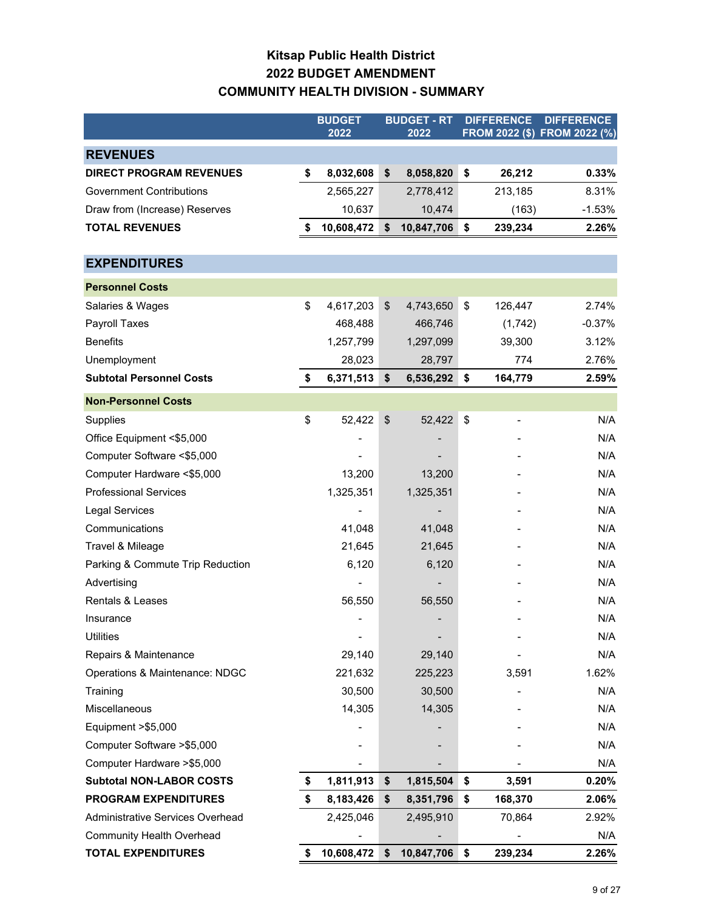# Kitsap Public Health District
## 2022 BUDGET AMENDMENT
## COMMUNITY HEALTH DIVISION - SUMMARY

| | BUDGET 2022 | BUDGET - RT 2022 | DIFFERENCE FROM 2022 ($) | DIFFERENCE FROM 2022 (%) |
|---|---|---|---|---|
| **REVENUES** | | | | |
| **DIRECT PROGRAM REVENUES** | **$ 8,032,608** | **$ 8,058,820** | **$ 26,212** | **0.33%** |
| Government Contributions | 2,565,227 | 2,778,412 | 213,185 | 8.31% |
| Draw from (Increase) Reserves | 10,637 | 10,474 | (163) | -1.53% |
| **TOTAL REVENUES** | **$ 10,608,472** | **$ 10,847,706** | **$ 239,234** | **2.26%** |
| **EXPENDITURES** | | | | |
| **Personnel Costs** | | | | |
| Salaries & Wages | $ 4,617,203 | $ 4,743,650 | $ 126,447 | 2.74% |
| Payroll Taxes | 468,488 | 466,746 | (1,742) | -0.37% |
| Benefits | 1,257,799 | 1,297,099 | 39,300 | 3.12% |
| Unemployment | 28,023 | 28,797 | 774 | 2.76% |
| **Subtotal Personnel Costs** | **$ 6,371,513** | **$ 6,536,292** | **$ 164,779** | **2.59%** |
| **Non-Personnel Costs** | | | | |
| Supplies | $ 52,422 | $ 52,422 | $ - | N/A |
| Office Equipment <$5,000 | - | - | - | N/A |
| Computer Software <$5,000 | - | - | - | N/A |
| Computer Hardware <$5,000 | 13,200 | 13,200 | - | N/A |
| Professional Services | 1,325,351 | 1,325,351 | - | N/A |
| Legal Services | - | - | - | N/A |
| Communications | 41,048 | 41,048 | - | N/A |
| Travel & Mileage | 21,645 | 21,645 | - | N/A |
| Parking & Commute Trip Reduction | 6,120 | 6,120 | - | N/A |
| Advertising | - | - | - | N/A |
| Rentals & Leases | 56,550 | 56,550 | - | N/A |
| Insurance | - | - | - | N/A |
| Utilities | - | - | - | N/A |
| Repairs & Maintenance | 29,140 | 29,140 | - | N/A |
| Operations & Maintenance: NDGC | 221,632 | 225,223 | 3,591 | 1.62% |
| Training | 30,500 | 30,500 | - | N/A |
| Miscellaneous | 14,305 | 14,305 | - | N/A |
| Equipment >$5,000 | - | - | - | N/A |
| Computer Software >$5,000 | - | - | - | N/A |
| Computer Hardware >$5,000 | - | - | - | N/A |
| **Subtotal NON-LABOR COSTS** | **$ 1,811,913** | **$ 1,815,504** | **$ 3,591** | **0.20%** |
| **PROGRAM EXPENDITURES** | **$ 8,183,426** | **$ 8,351,796** | **$ 168,370** | **2.06%** |
| Administrative Services Overhead | 2,425,046 | 2,495,910 | 70,864 | 2.92% |
| Community Health Overhead | - | - | - | N/A |
| **TOTAL EXPENDITURES** | **$ 10,608,472** | **$ 10,847,706** | **$ 239,234** | **2.26%** |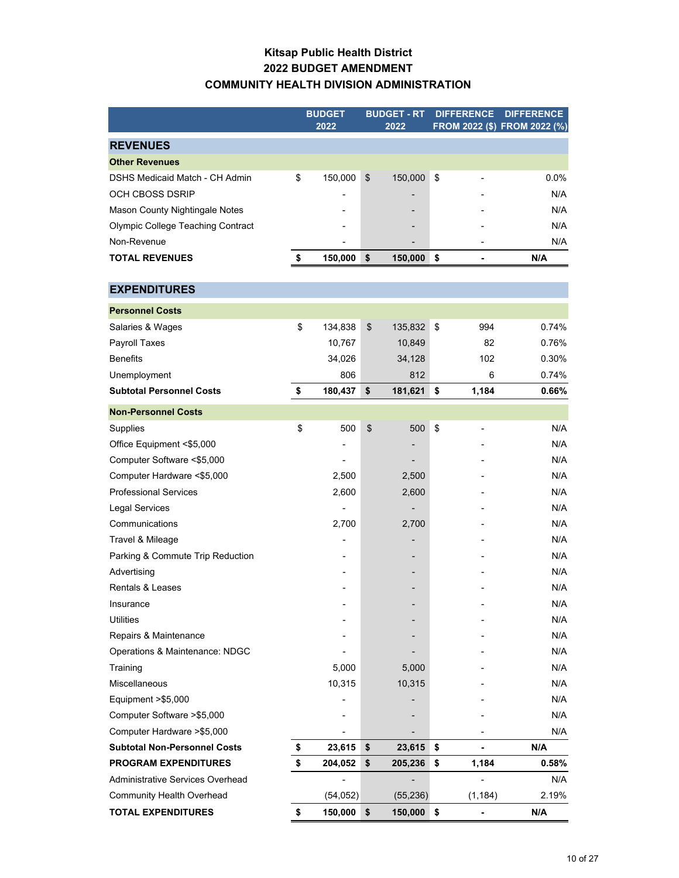# Kitsap Public Health District
## 2022 BUDGET AMENDMENT
## COMMUNITY HEALTH DIVISION ADMINISTRATION

| | BUDGET 2022 | BUDGET - RT 2022 | DIFFERENCE FROM 2022 ($) | DIFFERENCE FROM 2022 (%) |
|---|---|---|---|---|
| **REVENUES** | | | | |
| **Other Revenues** | | | | |
| DSHS Medicaid Match - CH Admin | $ 150,000 | $ 150,000 | $ - | 0.0% |
| OCH CBOSS DSRIP | - | - | - | N/A |
| Mason County Nightingale Notes | - | - | - | N/A |
| Olympic College Teaching Contract | - | - | - | N/A |
| Non-Revenue | - | - | - | N/A |
| **TOTAL REVENUES** | **$ 150,000** | **$ 150,000** | **$ -** | **N/A** |
| **EXPENDITURES** | | | | |
| **Personnel Costs** | | | | |
| Salaries & Wages | $ 134,838 | $ 135,832 | $ 994 | 0.74% |
| Payroll Taxes | 10,767 | 10,849 | 82 | 0.76% |
| Benefits | 34,026 | 34,128 | 102 | 0.30% |
| Unemployment | 806 | 812 | 6 | 0.74% |
| **Subtotal Personnel Costs** | **$ 180,437** | **$ 181,621** | **$ 1,184** | **0.66%** |
| **Non-Personnel Costs** | | | | |
| Supplies | $ 500 | $ 500 | $ - | N/A |
| Office Equipment <$5,000 | - | - | - | N/A |
| Computer Software <$5,000 | - | - | - | N/A |
| Computer Hardware <$5,000 | 2,500 | 2,500 | - | N/A |
| Professional Services | 2,600 | 2,600 | - | N/A |
| Legal Services | - | - | - | N/A |
| Communications | 2,700 | 2,700 | - | N/A |
| Travel & Mileage | - | - | - | N/A |
| Parking & Commute Trip Reduction | - | - | - | N/A |
| Advertising | - | - | - | N/A |
| Rentals & Leases | - | - | - | N/A |
| Insurance | - | - | - | N/A |
| Utilities | - | - | - | N/A |
| Repairs & Maintenance | - | - | - | N/A |
| Operations & Maintenance: NDGC | - | - | - | N/A |
| Training | 5,000 | 5,000 | - | N/A |
| Miscellaneous | 10,315 | 10,315 | - | N/A |
| Equipment >$5,000 | - | - | - | N/A |
| Computer Software >$5,000 | - | - | - | N/A |
| Computer Hardware >$5,000 | - | - | - | N/A |
| **Subtotal Non-Personnel Costs** | **$ 23,615** | **$ 23,615** | **$ -** | **N/A** |
| **PROGRAM EXPENDITURES** | **$ 204,052** | **$ 205,236** | **$ 1,184** | **0.58%** |
| Administrative Services Overhead | - | - | - | N/A |
| Community Health Overhead | (54,052) | (55,236) | (1,184) | 2.19% |
| **TOTAL EXPENDITURES** | **$ 150,000** | **$ 150,000** | **$ -** | **N/A** |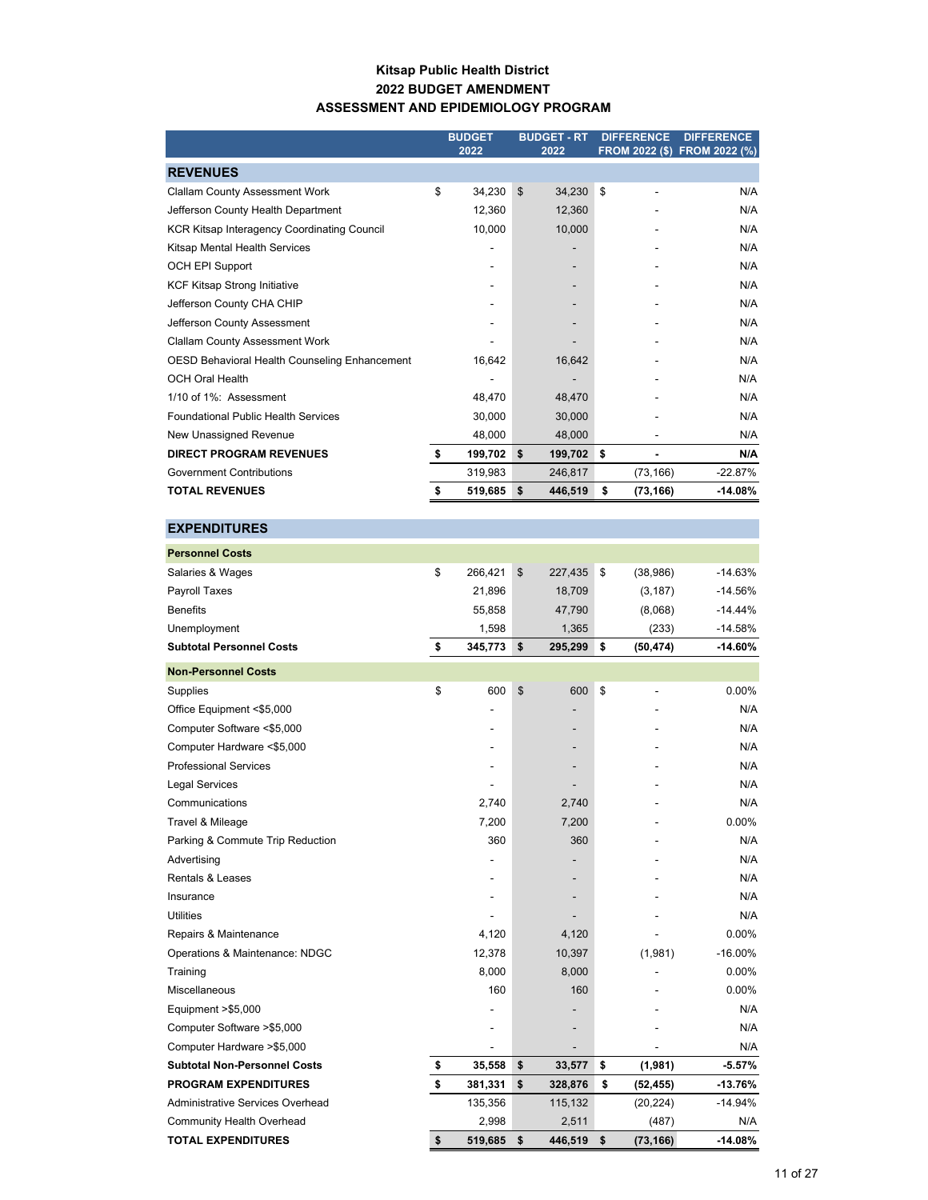# Kitsap Public Health District
## 2022 BUDGET AMENDMENT
## ASSESSMENT AND EPIDEMIOLOGY PROGRAM

| | BUDGET 2022 | BUDGET - RT 2022 | DIFFERENCE FROM 2022 ($) | DIFFERENCE FROM 2022 (%) |
|---|---|---|---|---|
| **REVENUES** | | | | |
| Clallam County Assessment Work | $ 34,230 | $ 34,230 | $ - | N/A |
| Jefferson County Health Department | 12,360 | 12,360 | - | N/A |
| KCR Kitsap Interagency Coordinating Council | 10,000 | 10,000 | - | N/A |
| Kitsap Mental Health Services | - | - | - | N/A |
| OCH EPI Support | - | - | - | N/A |
| KCF Kitsap Strong Initiative | - | - | - | N/A |
| Jefferson County CHA CHIP | - | - | - | N/A |
| Jefferson County Assessment | - | - | - | N/A |
| Clallam County Assessment Work | - | - | - | N/A |
| OESD Behavioral Health Counseling Enhancement | 16,642 | 16,642 | - | N/A |
| OCH Oral Health | - | - | - | N/A |
| 1/10 of 1%: Assessment | 48,470 | 48,470 | - | N/A |
| Foundational Public Health Services | 30,000 | 30,000 | - | N/A |
| New Unassigned Revenue | 48,000 | 48,000 | - | N/A |
| **DIRECT PROGRAM REVENUES** | **$ 199,702** | **$ 199,702** | **$ -** | **N/A** |
| Government Contributions | 319,983 | 246,817 | (73,166) | -22.87% |
| **TOTAL REVENUES** | **$ 519,685** | **$ 446,519** | **$ (73,166)** | **-14.08%** |
| | | | | |
| **EXPENDITURES** | | | | |
| **Personnel Costs** | | | | |
| Salaries & Wages | $ 266,421 | $ 227,435 | $ (38,986) | -14.63% |
| Payroll Taxes | 21,896 | 18,709 | (3,187) | -14.56% |
| Benefits | 55,858 | 47,790 | (8,068) | -14.44% |
| Unemployment | 1,598 | 1,365 | (233) | -14.58% |
| **Subtotal Personnel Costs** | **$ 345,773** | **$ 295,299** | **$ (50,474)** | **-14.60%** |
| **Non-Personnel Costs** | | | | |
| Supplies | $ 600 | $ 600 | $ - | 0.00% |
| Office Equipment <$5,000 | - | - | - | N/A |
| Computer Software <$5,000 | - | - | - | N/A |
| Computer Hardware <$5,000 | - | - | - | N/A |
| Professional Services | - | - | - | N/A |
| Legal Services | - | - | - | N/A |
| Communications | 2,740 | 2,740 | - | N/A |
| Travel & Mileage | 7,200 | 7,200 | - | 0.00% |
| Parking & Commute Trip Reduction | 360 | 360 | - | N/A |
| Advertising | - | - | - | N/A |
| Rentals & Leases | - | - | - | N/A |
| Insurance | - | - | - | N/A |
| Utilities | - | - | - | N/A |
| Repairs & Maintenance | 4,120 | 4,120 | - | 0.00% |
| Operations & Maintenance: NDGC | 12,378 | 10,397 | (1,981) | -16.00% |
| Training | 8,000 | 8,000 | - | 0.00% |
| Miscellaneous | 160 | 160 | - | 0.00% |
| Equipment >$5,000 | - | - | - | N/A |
| Computer Software >$5,000 | - | - | - | N/A |
| Computer Hardware >$5,000 | - | - | - | N/A |
| **Subtotal Non-Personnel Costs** | **$ 35,558** | **$ 33,577** | **$ (1,981)** | **-5.57%** |
| **PROGRAM EXPENDITURES** | **$ 381,331** | **$ 328,876** | **$ (52,455)** | **-13.76%** |
| Administrative Services Overhead | 135,356 | 115,132 | (20,224) | -14.94% |
| Community Health Overhead | 2,998 | 2,511 | (487) | N/A |
| **TOTAL EXPENDITURES** | **$ 519,685** | **$ 446,519** | **$ (73,166)** | **-14.08%** |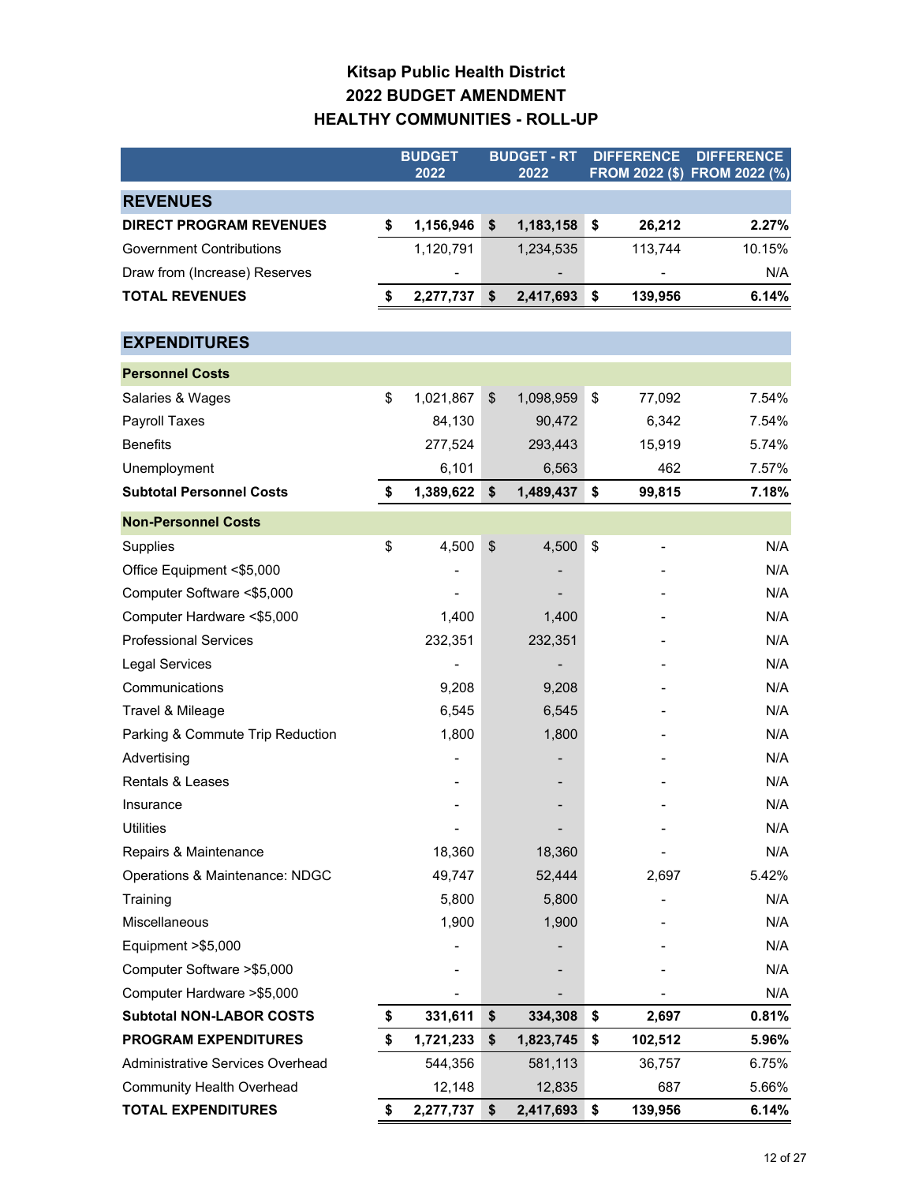# Kitsap Public Health District
## 2022 BUDGET AMENDMENT
## HEALTHY COMMUNITIES - ROLL-UP

| | BUDGET 2022 | BUDGET - RT 2022 | DIFFERENCE FROM 2022 ($) | DIFFERENCE FROM 2022 (%) |
|---|---|---|---|---|
| **REVENUES** | | | | |
| **DIRECT PROGRAM REVENUES** | **$ 1,156,946** | **$ 1,183,158** | **$ 26,212** | **2.27%** |
| Government Contributions | 1,120,791 | 1,234,535 | 113,744 | 10.15% |
| Draw from (Increase) Reserves | - | - | - | N/A |
| **TOTAL REVENUES** | **$ 2,277,737** | **$ 2,417,693** | **$ 139,956** | **6.14%** |
| **EXPENDITURES** | | | | |
| **Personnel Costs** | | | | |
| Salaries & Wages | $ 1,021,867 | $ 1,098,959 | $ 77,092 | 7.54% |
| Payroll Taxes | 84,130 | 90,472 | 6,342 | 7.54% |
| Benefits | 277,524 | 293,443 | 15,919 | 5.74% |
| Unemployment | 6,101 | 6,563 | 462 | 7.57% |
| **Subtotal Personnel Costs** | **$ 1,389,622** | **$ 1,489,437** | **$ 99,815** | **7.18%** |
| **Non-Personnel Costs** | | | | |
| Supplies | $ 4,500 | $ 4,500 | $ - | N/A |
| Office Equipment <$5,000 | - | - | - | N/A |
| Computer Software <$5,000 | - | - | - | N/A |
| Computer Hardware <$5,000 | 1,400 | 1,400 | - | N/A |
| Professional Services | 232,351 | 232,351 | - | N/A |
| Legal Services | - | - | - | N/A |
| Communications | 9,208 | 9,208 | - | N/A |
| Travel & Mileage | 6,545 | 6,545 | - | N/A |
| Parking & Commute Trip Reduction | 1,800 | 1,800 | - | N/A |
| Advertising | - | - | - | N/A |
| Rentals & Leases | - | - | - | N/A |
| Insurance | - | - | - | N/A |
| Utilities | - | - | - | N/A |
| Repairs & Maintenance | 18,360 | 18,360 | - | N/A |
| Operations & Maintenance: NDGC | 49,747 | 52,444 | 2,697 | 5.42% |
| Training | 5,800 | 5,800 | - | N/A |
| Miscellaneous | 1,900 | 1,900 | - | N/A |
| Equipment >$5,000 | - | - | - | N/A |
| Computer Software >$5,000 | - | - | - | N/A |
| Computer Hardware >$5,000 | - | - | - | N/A |
| **Subtotal NON-LABOR COSTS** | **$ 331,611** | **$ 334,308** | **$ 2,697** | **0.81%** |
| **PROGRAM EXPENDITURES** | **$ 1,721,233** | **$ 1,823,745** | **$ 102,512** | **5.96%** |
| Administrative Services Overhead | 544,356 | 581,113 | 36,757 | 6.75% |
| Community Health Overhead | 12,148 | 12,835 | 687 | 5.66% |
| **TOTAL EXPENDITURES** | **$ 2,277,737** | **$ 2,417,693** | **$ 139,956** | **6.14%** |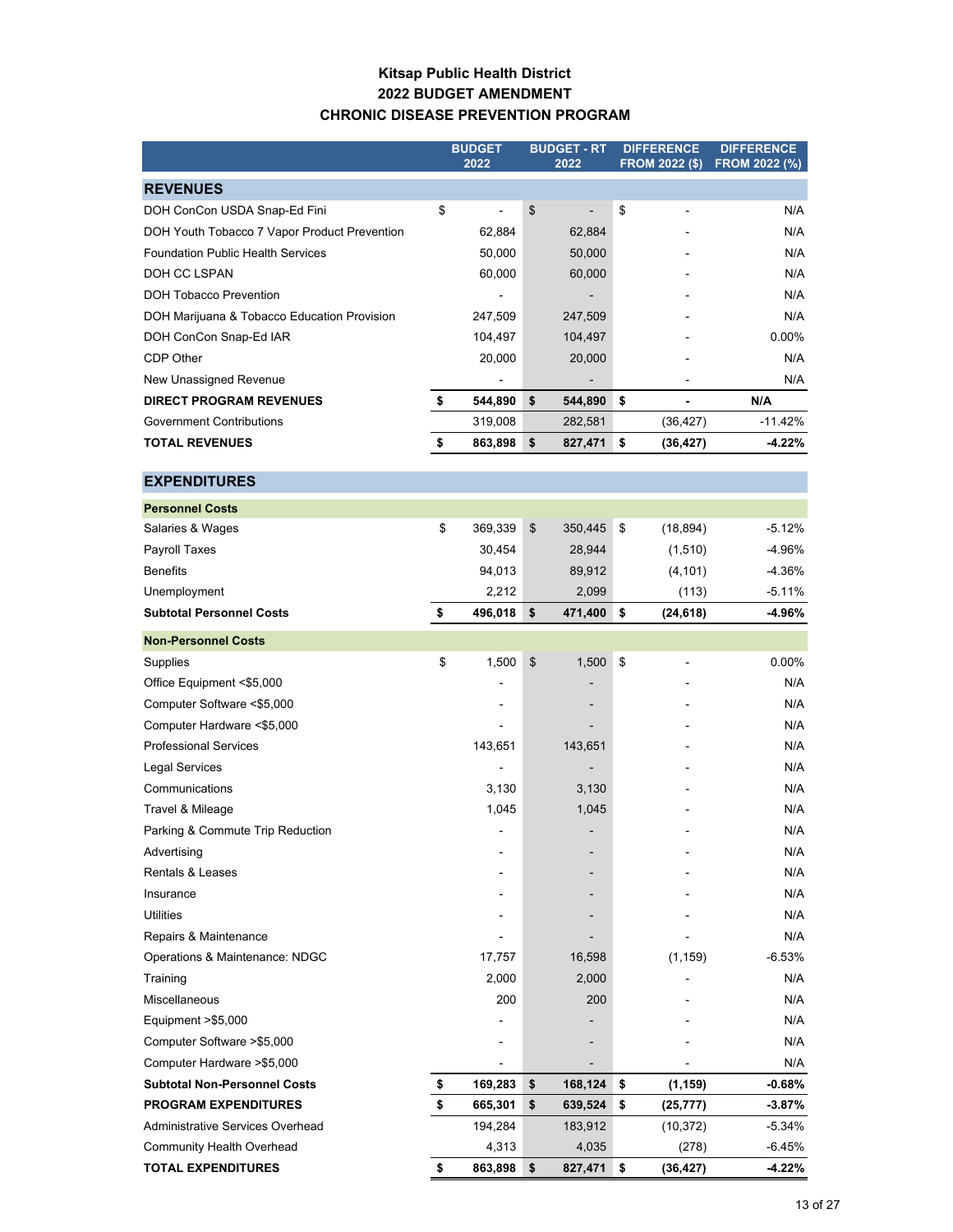# Kitsap Public Health District
## 2022 BUDGET AMENDMENT
## CHRONIC DISEASE PREVENTION PROGRAM

| | BUDGET 2022 | BUDGET - RT 2022 | DIFFERENCE FROM 2022 ($) | DIFFERENCE FROM 2022 (%) |
|---|---|---|---|---|
| **REVENUES** | | | | |
| DOH ConCon USDA Snap-Ed Fini | $ - | $ - | $ - | N/A |
| DOH Youth Tobacco 7 Vapor Product Prevention | 62,884 | 62,884 | - | N/A |
| Foundation Public Health Services | 50,000 | 50,000 | - | N/A |
| DOH CC LSPAN | 60,000 | 60,000 | - | N/A |
| DOH Tobacco Prevention | - | - | - | N/A |
| DOH Marijuana & Tobacco Education Provision | 247,509 | 247,509 | - | N/A |
| DOH ConCon Snap-Ed IAR | 104,497 | 104,497 | - | 0.00% |
| CDP Other | 20,000 | 20,000 | - | N/A |
| New Unassigned Revenue | - | - | - | N/A |
| **DIRECT PROGRAM REVENUES** | **$ 544,890** | **$ 544,890** | **$ -** | **N/A** |
| Government Contributions | 319,008 | 282,581 | (36,427) | -11.42% |
| **TOTAL REVENUES** | **$ 863,898** | **$ 827,471** | **$ (36,427)** | **-4.22%** |
| **EXPENDITURES** | | | | |
| **Personnel Costs** | | | | |
| Salaries & Wages | $ 369,339 | $ 350,445 | $ (18,894) | -5.12% |
| Payroll Taxes | 30,454 | 28,944 | (1,510) | -4.96% |
| Benefits | 94,013 | 89,912 | (4,101) | -4.36% |
| Unemployment | 2,212 | 2,099 | (113) | -5.11% |
| **Subtotal Personnel Costs** | **$ 496,018** | **$ 471,400** | **$ (24,618)** | **-4.96%** |
| **Non-Personnel Costs** | | | | |
| Supplies | $ 1,500 | $ 1,500 | $ - | 0.00% |
| Office Equipment <$5,000 | - | - | - | N/A |
| Computer Software <$5,000 | - | - | - | N/A |
| Computer Hardware <$5,000 | - | - | - | N/A |
| Professional Services | 143,651 | 143,651 | - | N/A |
| Legal Services | - | - | - | N/A |
| Communications | 3,130 | 3,130 | - | N/A |
| Travel & Mileage | 1,045 | 1,045 | - | N/A |
| Parking & Commute Trip Reduction | - | - | - | N/A |
| Advertising | - | - | - | N/A |
| Rentals & Leases | - | - | - | N/A |
| Insurance | - | - | - | N/A |
| Utilities | - | - | - | N/A |
| Repairs & Maintenance | - | - | - | N/A |
| Operations & Maintenance: NDGC | 17,757 | 16,598 | (1,159) | -6.53% |
| Training | 2,000 | 2,000 | - | N/A |
| Miscellaneous | 200 | 200 | - | N/A |
| Equipment >$5,000 | - | - | - | N/A |
| Computer Software >$5,000 | - | - | - | N/A |
| Computer Hardware >$5,000 | - | - | - | N/A |
| **Subtotal Non-Personnel Costs** | **$ 169,283** | **$ 168,124** | **$ (1,159)** | **-0.68%** |
| **PROGRAM EXPENDITURES** | **$ 665,301** | **$ 639,524** | **$ (25,777)** | **-3.87%** |
| Administrative Services Overhead | 194,284 | 183,912 | (10,372) | -5.34% |
| Community Health Overhead | 4,313 | 4,035 | (278) | -6.45% |
| **TOTAL EXPENDITURES** | **$ 863,898** | **$ 827,471** | **$ (36,427)** | **-4.22%** |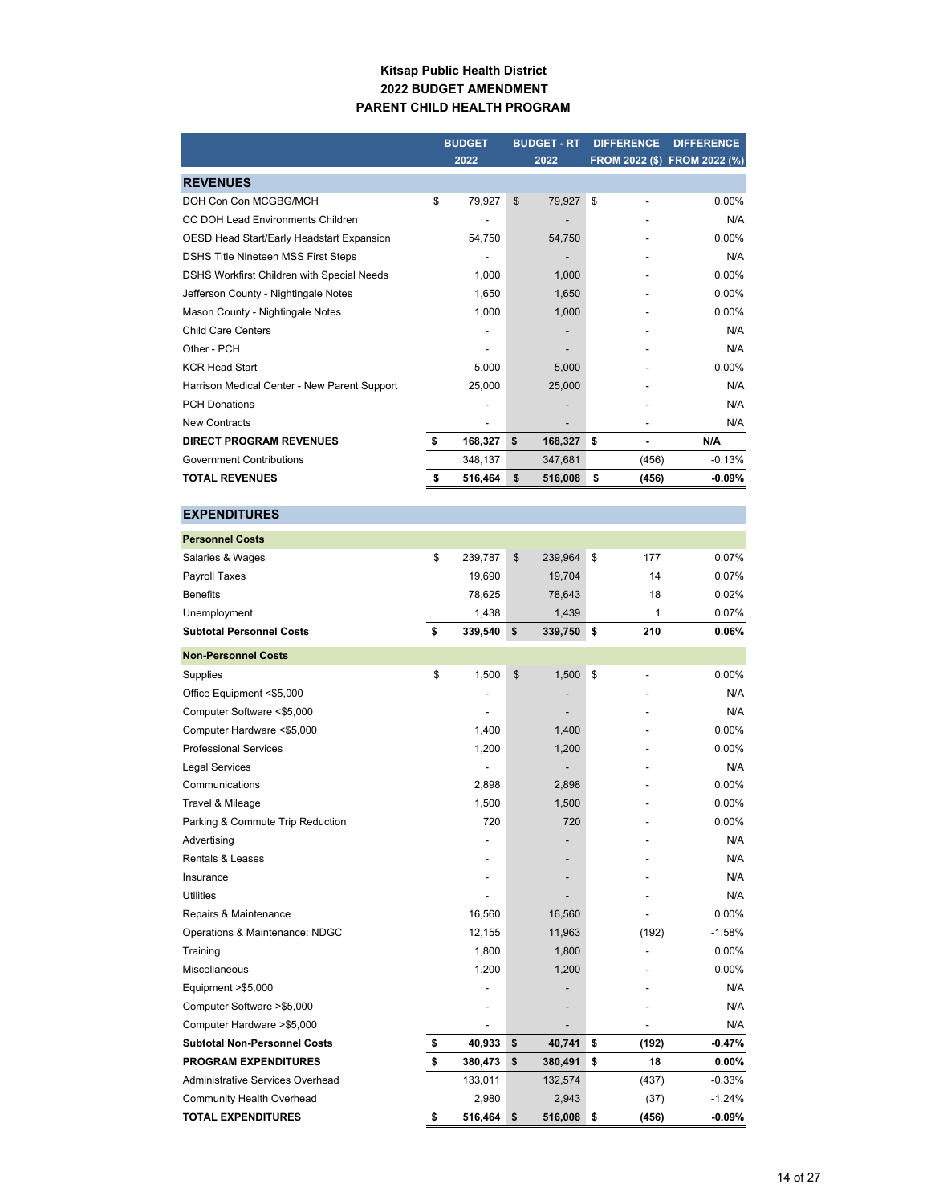**Kitsap Public Health District**
**2022 BUDGET AMENDMENT**
**PARENT CHILD HEALTH PROGRAM**

| | BUDGET 2022 | BUDGET - RT 2022 | DIFFERENCE FROM 2022 ($) | DIFFERENCE FROM 2022 (%) |
|---|---|---|---|---|
| **REVENUES** | | | | |
| DOH Con Con MCGBG/MCH | $ 79,927 | $ 79,927 | $ - | 0.00% |
| CC DOH Lead Environments Children | - | - | - | N/A |
| OESD Head Start/Early Headstart Expansion | 54,750 | 54,750 | - | 0.00% |
| DSHS Title Nineteen MSS First Steps | - | - | - | N/A |
| DSHS Workfirst Children with Special Needs | 1,000 | 1,000 | - | 0.00% |
| Jefferson County - Nightingale Notes | 1,650 | 1,650 | - | 0.00% |
| Mason County - Nightingale Notes | 1,000 | 1,000 | - | 0.00% |
| Child Care Centers | - | - | - | N/A |
| Other - PCH | - | - | - | N/A |
| KCR Head Start | 5,000 | 5,000 | - | 0.00% |
| Harrison Medical Center - New Parent Support | 25,000 | 25,000 | - | N/A |
| PCH Donations | - | - | - | N/A |
| New Contracts | - | - | - | N/A |
| **DIRECT PROGRAM REVENUES** | **$ 168,327** | **$ 168,327** | **$ -** | **N/A** |
| Government Contributions | 348,137 | 347,681 | (456) | -0.13% |
| **TOTAL REVENUES** | **$ 516,464** | **$ 516,008** | **$ (456)** | **-0.09%** |
| **EXPENDITURES** | | | | |
| **Personnel Costs** | | | | |
| Salaries & Wages | $ 239,787 | $ 239,964 | $ 177 | 0.07% |
| Payroll Taxes | 19,690 | 19,704 | 14 | 0.07% |
| Benefits | 78,625 | 78,643 | 18 | 0.02% |
| Unemployment | 1,438 | 1,439 | 1 | 0.07% |
| **Subtotal Personnel Costs** | **$ 339,540** | **$ 339,750** | **$ 210** | **0.06%** |
| **Non-Personnel Costs** | | | | |
| Supplies | $ 1,500 | $ 1,500 | $ - | 0.00% |
| Office Equipment <$5,000 | - | - | - | N/A |
| Computer Software <$5,000 | - | - | - | N/A |
| Computer Hardware <$5,000 | 1,400 | 1,400 | - | 0.00% |
| Professional Services | 1,200 | 1,200 | - | 0.00% |
| Legal Services | - | - | - | N/A |
| Communications | 2,898 | 2,898 | - | 0.00% |
| Travel & Mileage | 1,500 | 1,500 | - | 0.00% |
| Parking & Commute Trip Reduction | 720 | 720 | - | 0.00% |
| Advertising | - | - | - | N/A |
| Rentals & Leases | - | - | - | N/A |
| Insurance | - | - | - | N/A |
| Utilities | - | - | - | N/A |
| Repairs & Maintenance | 16,560 | 16,560 | - | 0.00% |
| Operations & Maintenance: NDGC | 12,155 | 11,963 | (192) | -1.58% |
| Training | 1,800 | 1,800 | - | 0.00% |
| Miscellaneous | 1,200 | 1,200 | - | 0.00% |
| Equipment >$5,000 | - | - | - | N/A |
| Computer Software >$5,000 | - | - | - | N/A |
| Computer Hardware >$5,000 | - | - | - | N/A |
| **Subtotal Non-Personnel Costs** | **$ 40,933** | **$ 40,741** | **$ (192)** | **-0.47%** |
| **PROGRAM EXPENDITURES** | **$ 380,473** | **$ 380,491** | **$ 18** | **0.00%** |
| Administrative Services Overhead | 133,011 | 132,574 | (437) | -0.33% |
| Community Health Overhead | 2,980 | 2,943 | (37) | -1.24% |
| **TOTAL EXPENDITURES** | **$ 516,464** | **$ 516,008** | **$ (456)** | **-0.09%** |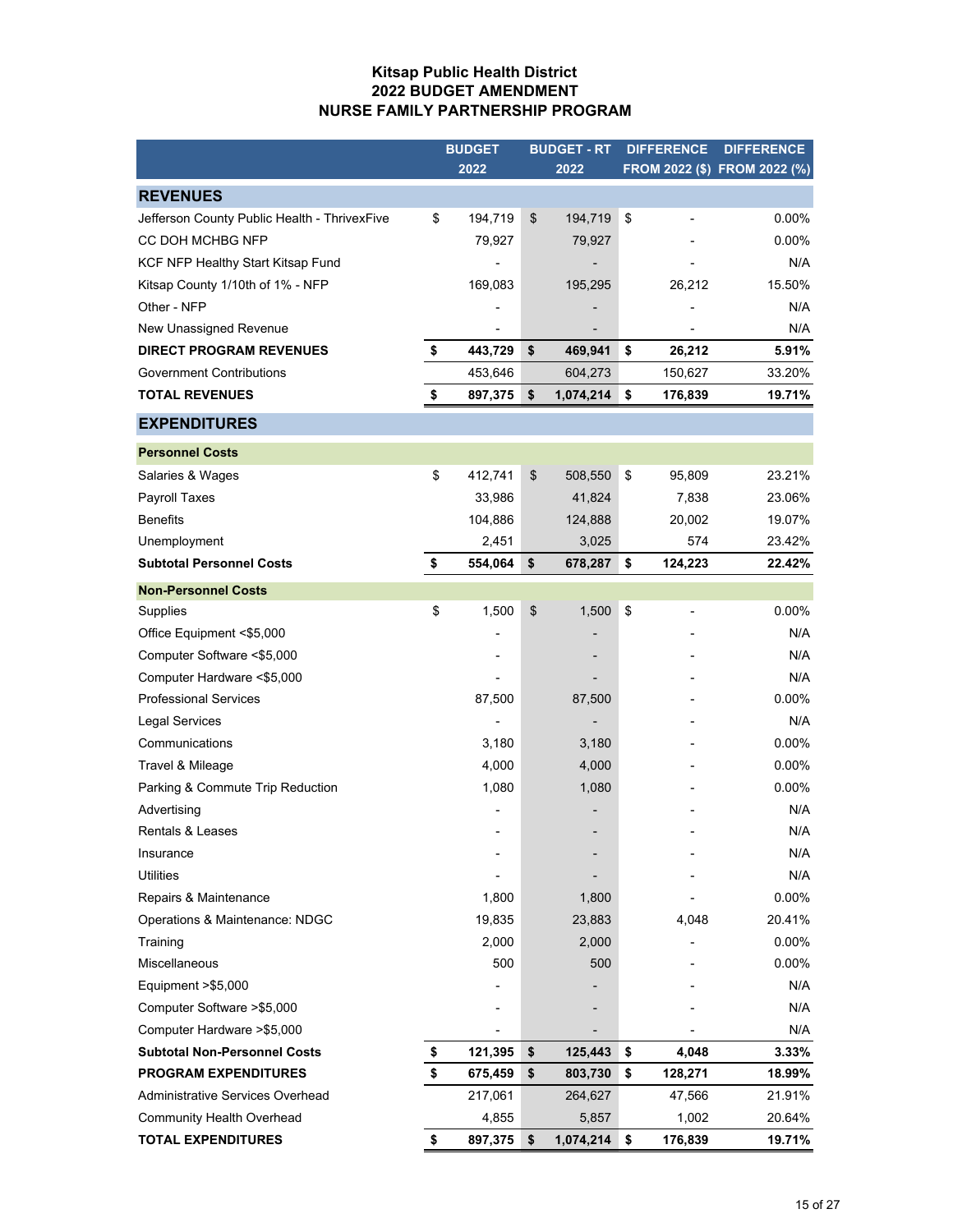# Kitsap Public Health District
## 2022 BUDGET AMENDMENT
## NURSE FAMILY PARTNERSHIP PROGRAM

| | BUDGET 2022 | BUDGET - RT 2022 | DIFFERENCE FROM 2022 ($) | DIFFERENCE FROM 2022 (%) |
|---|---|---|---|---|
| **REVENUES** | | | | |
| Jefferson County Public Health - ThrivexFive | $ 194,719 | $ 194,719 | $ - | 0.00% |
| CC DOH MCHBG NFP | 79,927 | 79,927 | - | 0.00% |
| KCF NFP Healthy Start Kitsap Fund | - | - | - | N/A |
| Kitsap County 1/10th of 1% - NFP | 169,083 | 195,295 | 26,212 | 15.50% |
| Other - NFP | - | - | - | N/A |
| New Unassigned Revenue | - | - | - | N/A |
| **DIRECT PROGRAM REVENUES** | **$ 443,729** | **$ 469,941** | **$ 26,212** | **5.91%** |
| Government Contributions | 453,646 | 604,273 | 150,627 | 33.20% |
| **TOTAL REVENUES** | **$ 897,375** | **$ 1,074,214** | **$ 176,839** | **19.71%** |
| **EXPENDITURES** | | | | |
| **Personnel Costs** | | | | |
| Salaries & Wages | $ 412,741 | $ 508,550 | $ 95,809 | 23.21% |
| Payroll Taxes | 33,986 | 41,824 | 7,838 | 23.06% |
| Benefits | 104,886 | 124,888 | 20,002 | 19.07% |
| Unemployment | 2,451 | 3,025 | 574 | 23.42% |
| **Subtotal Personnel Costs** | **$ 554,064** | **$ 678,287** | **$ 124,223** | **22.42%** |
| **Non-Personnel Costs** | | | | |
| Supplies | $ 1,500 | $ 1,500 | $ - | 0.00% |
| Office Equipment <$5,000 | - | - | - | N/A |
| Computer Software <$5,000 | - | - | - | N/A |
| Computer Hardware <$5,000 | - | - | - | N/A |
| Professional Services | 87,500 | 87,500 | - | 0.00% |
| Legal Services | - | - | - | N/A |
| Communications | 3,180 | 3,180 | - | 0.00% |
| Travel & Mileage | 4,000 | 4,000 | - | 0.00% |
| Parking & Commute Trip Reduction | 1,080 | 1,080 | - | 0.00% |
| Advertising | - | - | - | N/A |
| Rentals & Leases | - | - | - | N/A |
| Insurance | - | - | - | N/A |
| Utilities | - | - | - | N/A |
| Repairs & Maintenance | 1,800 | 1,800 | - | 0.00% |
| Operations & Maintenance: NDGC | 19,835 | 23,883 | 4,048 | 20.41% |
| Training | 2,000 | 2,000 | - | 0.00% |
| Miscellaneous | 500 | 500 | - | 0.00% |
| Equipment >$5,000 | - | - | - | N/A |
| Computer Software >$5,000 | - | - | - | N/A |
| Computer Hardware >$5,000 | - | - | - | N/A |
| **Subtotal Non-Personnel Costs** | **$ 121,395** | **$ 125,443** | **$ 4,048** | **3.33%** |
| **PROGRAM EXPENDITURES** | **$ 675,459** | **$ 803,730** | **$ 128,271** | **18.99%** |
| Administrative Services Overhead | 217,061 | 264,627 | 47,566 | 21.91% |
| Community Health Overhead | 4,855 | 5,857 | 1,002 | 20.64% |
| **TOTAL EXPENDITURES** | **$ 897,375** | **$ 1,074,214** | **$ 176,839** | **19.71%** |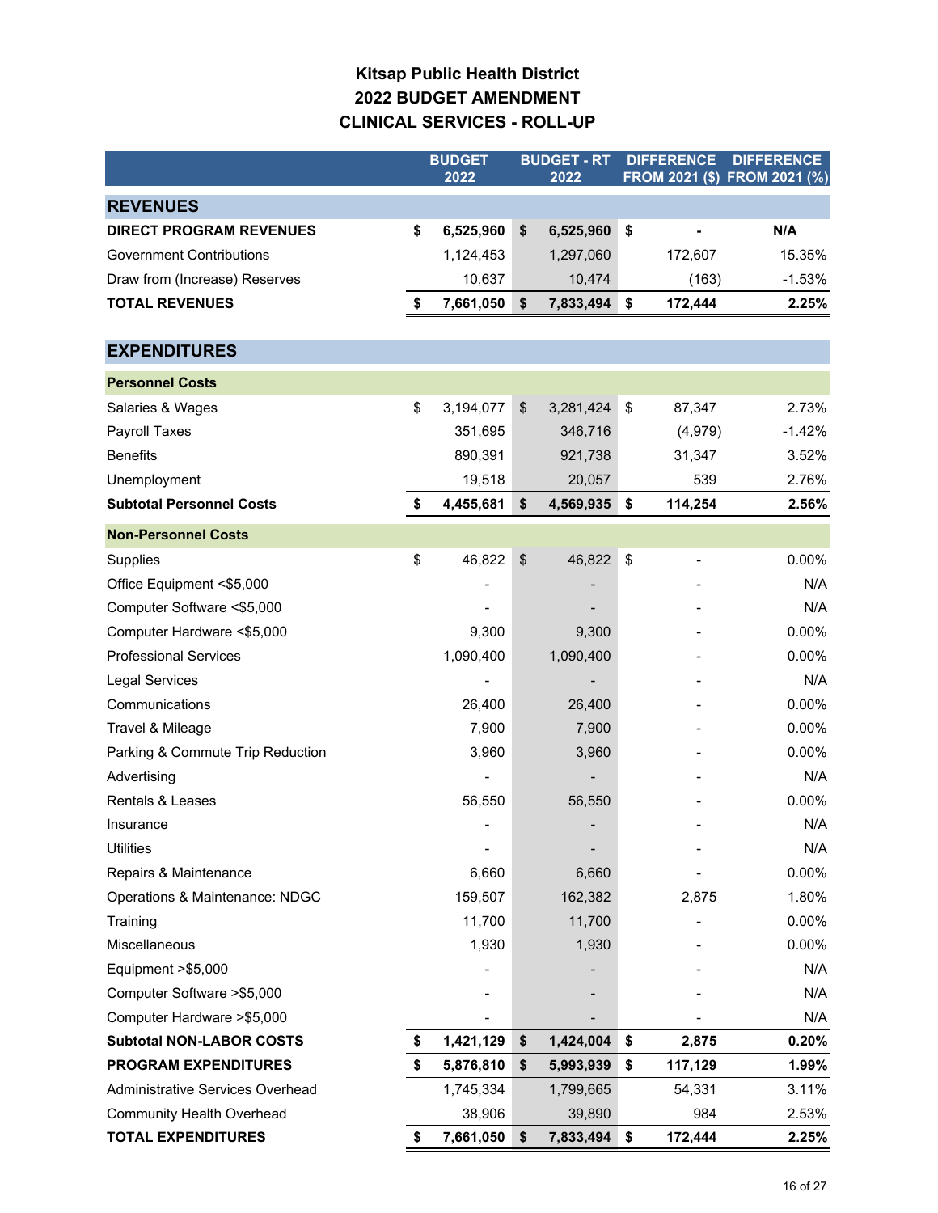# Kitsap Public Health District
## 2022 BUDGET AMENDMENT
## CLINICAL SERVICES - ROLL-UP

| | BUDGET 2022 | BUDGET - RT 2022 | DIFFERENCE FROM 2021 ($) | DIFFERENCE FROM 2021 (%) |
|---|---|---|---|---|
| **REVENUES** | | | | |
| **DIRECT PROGRAM REVENUES** | **$ 6,525,960** | **$ 6,525,960** | **$ -** | **N/A** |
| Government Contributions | 1,124,453 | 1,297,060 | 172,607 | 15.35% |
| Draw from (Increase) Reserves | 10,637 | 10,474 | (163) | -1.53% |
| **TOTAL REVENUES** | **$ 7,661,050** | **$ 7,833,494** | **$ 172,444** | **2.25%** |
| **EXPENDITURES** | | | | |
| **Personnel Costs** | | | | |
| Salaries & Wages | $ 3,194,077 | $ 3,281,424 | $ 87,347 | 2.73% |
| Payroll Taxes | 351,695 | 346,716 | (4,979) | -1.42% |
| Benefits | 890,391 | 921,738 | 31,347 | 3.52% |
| Unemployment | 19,518 | 20,057 | 539 | 2.76% |
| **Subtotal Personnel Costs** | **$ 4,455,681** | **$ 4,569,935** | **$ 114,254** | **2.56%** |
| **Non-Personnel Costs** | | | | |
| Supplies | $ 46,822 | $ 46,822 | $ - | 0.00% |
| Office Equipment <$5,000 | - | - | - | N/A |
| Computer Software <$5,000 | - | - | - | N/A |
| Computer Hardware <$5,000 | 9,300 | 9,300 | - | 0.00% |
| Professional Services | 1,090,400 | 1,090,400 | - | 0.00% |
| Legal Services | - | - | - | N/A |
| Communications | 26,400 | 26,400 | - | 0.00% |
| Travel & Mileage | 7,900 | 7,900 | - | 0.00% |
| Parking & Commute Trip Reduction | 3,960 | 3,960 | - | 0.00% |
| Advertising | - | - | - | N/A |
| Rentals & Leases | 56,550 | 56,550 | - | 0.00% |
| Insurance | - | - | - | N/A |
| Utilities | - | - | - | N/A |
| Repairs & Maintenance | 6,660 | 6,660 | - | 0.00% |
| Operations & Maintenance: NDGC | 159,507 | 162,382 | 2,875 | 1.80% |
| Training | 11,700 | 11,700 | - | 0.00% |
| Miscellaneous | 1,930 | 1,930 | - | 0.00% |
| Equipment >$5,000 | - | - | - | N/A |
| Computer Software >$5,000 | - | - | - | N/A |
| Computer Hardware >$5,000 | - | - | - | N/A |
| **Subtotal NON-LABOR COSTS** | **$ 1,421,129** | **$ 1,424,004** | **$ 2,875** | **0.20%** |
| **PROGRAM EXPENDITURES** | **$ 5,876,810** | **$ 5,993,939** | **$ 117,129** | **1.99%** |
| Administrative Services Overhead | 1,745,334 | 1,799,665 | 54,331 | 3.11% |
| Community Health Overhead | 38,906 | 39,890 | 984 | 2.53% |
| **TOTAL EXPENDITURES** | **$ 7,661,050** | **$ 7,833,494** | **$ 172,444** | **2.25%** |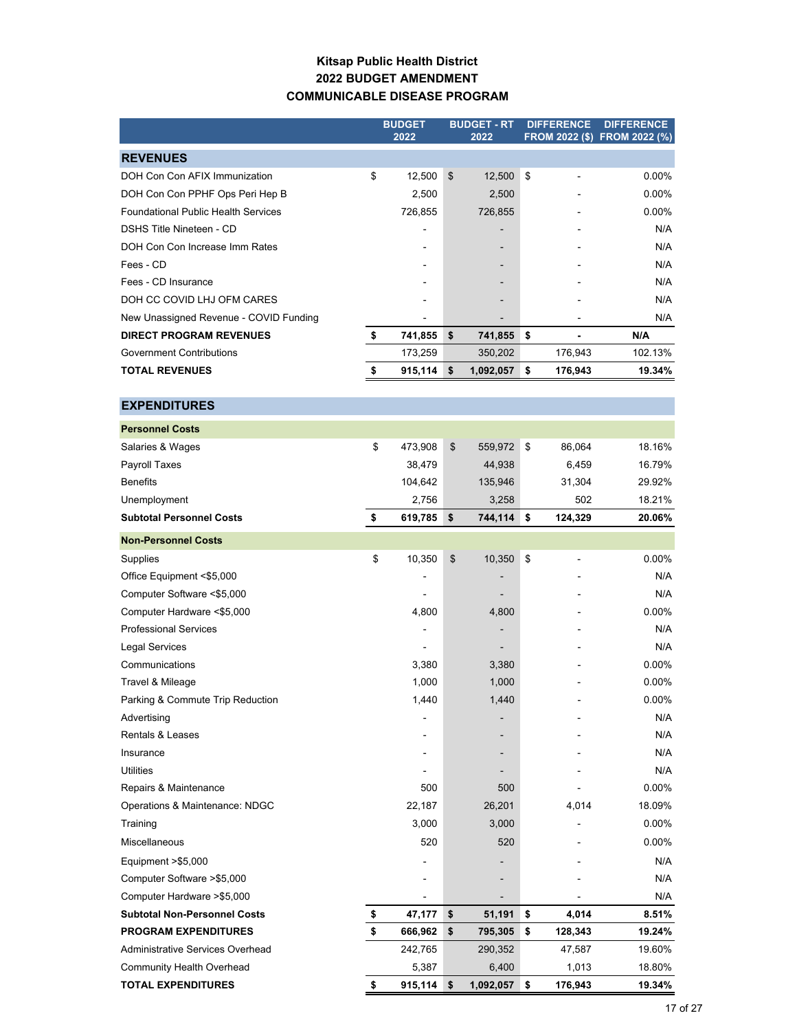# Kitsap Public Health District
## 2022 BUDGET AMENDMENT
## COMMUNICABLE DISEASE PROGRAM

| | BUDGET 2022 | BUDGET - RT 2022 | DIFFERENCE FROM 2022 ($) | DIFFERENCE FROM 2022 (%) |
|---|---|---|---|---|
| **REVENUES** | | | | |
| DOH Con Con AFIX Immunization | $ 12,500 | $ 12,500 | $ - | 0.00% |
| DOH Con Con PPHF Ops Peri Hep B | 2,500 | 2,500 | - | 0.00% |
| Foundational Public Health Services | 726,855 | 726,855 | - | 0.00% |
| DSHS Title Nineteen - CD | - | - | - | N/A |
| DOH Con Con Increase Imm Rates | - | - | - | N/A |
| Fees - CD | - | - | - | N/A |
| Fees - CD Insurance | - | - | - | N/A |
| DOH CC COVID LHJ OFM CARES | - | - | - | N/A |
| New Unassigned Revenue - COVID Funding | - | - | - | N/A |
| **DIRECT PROGRAM REVENUES** | **$ 741,855** | **$ 741,855** | **$ -** | **N/A** |
| Government Contributions | 173,259 | 350,202 | 176,943 | 102.13% |
| **TOTAL REVENUES** | **$ 915,114** | **$ 1,092,057** | **$ 176,943** | **19.34%** |
| **EXPENDITURES** | | | | |
| **Personnel Costs** | | | | |
| Salaries & Wages | $ 473,908 | $ 559,972 | $ 86,064 | 18.16% |
| Payroll Taxes | 38,479 | 44,938 | 6,459 | 16.79% |
| Benefits | 104,642 | 135,946 | 31,304 | 29.92% |
| Unemployment | 2,756 | 3,258 | 502 | 18.21% |
| **Subtotal Personnel Costs** | **$ 619,785** | **$ 744,114** | **$ 124,329** | **20.06%** |
| **Non-Personnel Costs** | | | | |
| Supplies | $ 10,350 | $ 10,350 | $ - | 0.00% |
| Office Equipment <$5,000 | - | - | - | N/A |
| Computer Software <$5,000 | - | - | - | N/A |
| Computer Hardware <$5,000 | 4,800 | 4,800 | - | 0.00% |
| Professional Services | - | - | - | N/A |
| Legal Services | - | - | - | N/A |
| Communications | 3,380 | 3,380 | - | 0.00% |
| Travel & Mileage | 1,000 | 1,000 | - | 0.00% |
| Parking & Commute Trip Reduction | 1,440 | 1,440 | - | 0.00% |
| Advertising | - | - | - | N/A |
| Rentals & Leases | - | - | - | N/A |
| Insurance | - | - | - | N/A |
| Utilities | - | - | - | N/A |
| Repairs & Maintenance | 500 | 500 | - | 0.00% |
| Operations & Maintenance: NDGC | 22,187 | 26,201 | 4,014 | 18.09% |
| Training | 3,000 | 3,000 | - | 0.00% |
| Miscellaneous | 520 | 520 | - | 0.00% |
| Equipment >$5,000 | - | - | - | N/A |
| Computer Software >$5,000 | - | - | - | N/A |
| Computer Hardware >$5,000 | - | - | - | N/A |
| **Subtotal Non-Personnel Costs** | **$ 47,177** | **$ 51,191** | **$ 4,014** | **8.51%** |
| **PROGRAM EXPENDITURES** | **$ 666,962** | **$ 795,305** | **$ 128,343** | **19.24%** |
| Administrative Services Overhead | 242,765 | 290,352 | 47,587 | 19.60% |
| Community Health Overhead | 5,387 | 6,400 | 1,013 | 18.80% |
| **TOTAL EXPENDITURES** | **$ 915,114** | **$ 1,092,057** | **$ 176,943** | **19.34%** |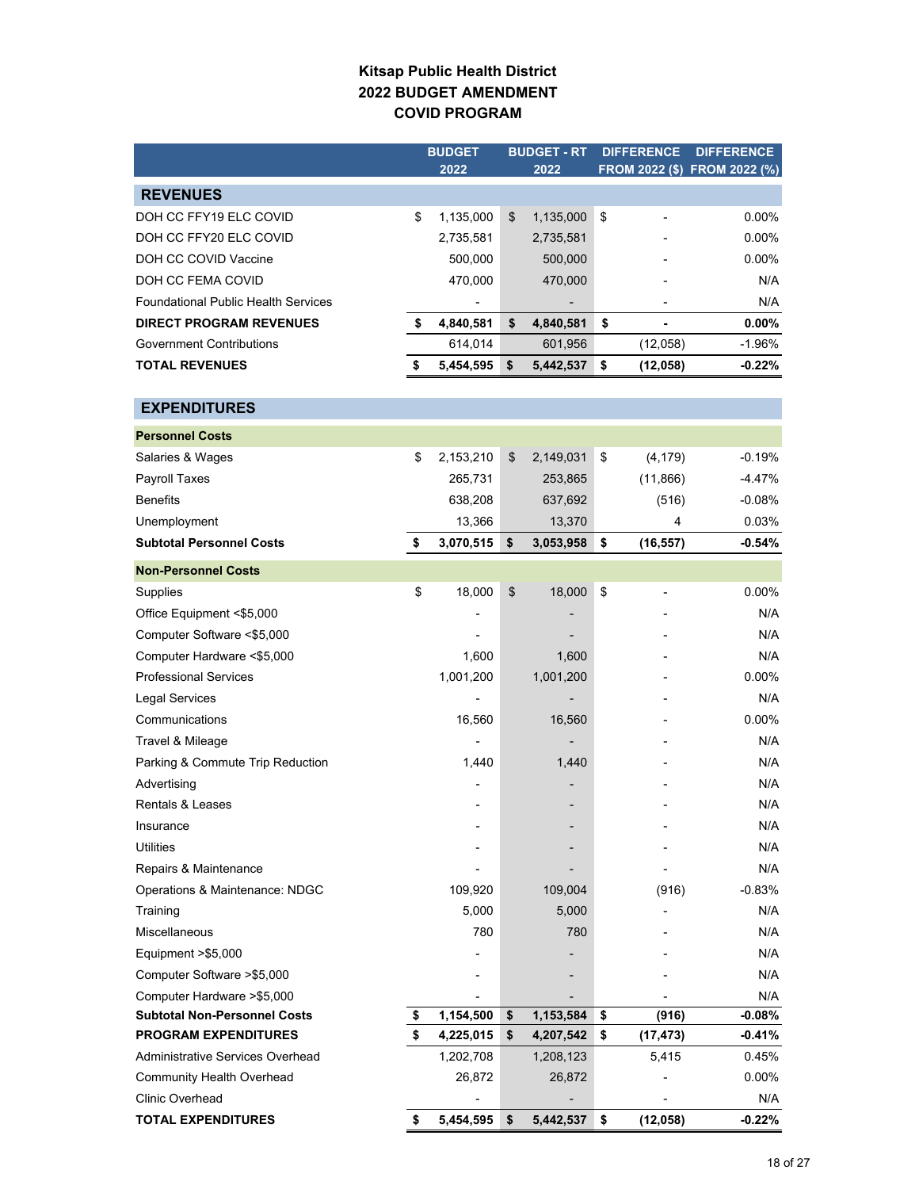# Kitsap Public Health District
## 2022 BUDGET AMENDMENT
## COVID PROGRAM

| | BUDGET 2022 | BUDGET - RT 2022 | DIFFERENCE FROM 2022 ($) | DIFFERENCE FROM 2022 (%) |
|---|---|---|---|---|
| **REVENUES** | | | | |
| DOH CC FFY19 ELC COVID | $ 1,135,000 | $ 1,135,000 | $ - | 0.00% |
| DOH CC FFY20 ELC COVID | 2,735,581 | 2,735,581 | - | 0.00% |
| DOH CC COVID Vaccine | 500,000 | 500,000 | - | 0.00% |
| DOH CC FEMA COVID | 470,000 | 470,000 | - | N/A |
| Foundational Public Health Services | - | - | - | N/A |
| **DIRECT PROGRAM REVENUES** | **$ 4,840,581** | **$ 4,840,581** | **$ -** | **0.00%** |
| Government Contributions | 614,014 | 601,956 | (12,058) | -1.96% |
| **TOTAL REVENUES** | **$ 5,454,595** | **$ 5,442,537** | **$ (12,058)** | **-0.22%** |
| **EXPENDITURES** | | | | |
| **Personnel Costs** | | | | |
| Salaries & Wages | $ 2,153,210 | $ 2,149,031 | $ (4,179) | -0.19% |
| Payroll Taxes | 265,731 | 253,865 | (11,866) | -4.47% |
| Benefits | 638,208 | 637,692 | (516) | -0.08% |
| Unemployment | 13,366 | 13,370 | 4 | 0.03% |
| **Subtotal Personnel Costs** | **$ 3,070,515** | **$ 3,053,958** | **$ (16,557)** | **-0.54%** |
| **Non-Personnel Costs** | | | | |
| Supplies | $ 18,000 | $ 18,000 | $ - | 0.00% |
| Office Equipment <$5,000 | - | - | - | N/A |
| Computer Software <$5,000 | - | - | - | N/A |
| Computer Hardware <$5,000 | 1,600 | 1,600 | - | N/A |
| Professional Services | 1,001,200 | 1,001,200 | - | 0.00% |
| Legal Services | - | - | - | N/A |
| Communications | 16,560 | 16,560 | - | 0.00% |
| Travel & Mileage | - | - | - | N/A |
| Parking & Commute Trip Reduction | 1,440 | 1,440 | - | N/A |
| Advertising | - | - | - | N/A |
| Rentals & Leases | - | - | - | N/A |
| Insurance | - | - | - | N/A |
| Utilities | - | - | - | N/A |
| Repairs & Maintenance | - | - | - | N/A |
| Operations & Maintenance: NDGC | 109,920 | 109,004 | (916) | -0.83% |
| Training | 5,000 | 5,000 | - | N/A |
| Miscellaneous | 780 | 780 | - | N/A |
| Equipment >$5,000 | - | - | - | N/A |
| Computer Software >$5,000 | - | - | - | N/A |
| Computer Hardware >$5,000 | - | - | - | N/A |
| **Subtotal Non-Personnel Costs** | **$ 1,154,500** | **$ 1,153,584** | **$ (916)** | **-0.08%** |
| **PROGRAM EXPENDITURES** | **$ 4,225,015** | **$ 4,207,542** | **$ (17,473)** | **-0.41%** |
| Administrative Services Overhead | 1,202,708 | 1,208,123 | 5,415 | 0.45% |
| Community Health Overhead | 26,872 | 26,872 | - | 0.00% |
| Clinic Overhead | - | - | - | N/A |
| **TOTAL EXPENDITURES** | **$ 5,454,595** | **$ 5,442,537** | **$ (12,058)** | **-0.22%** |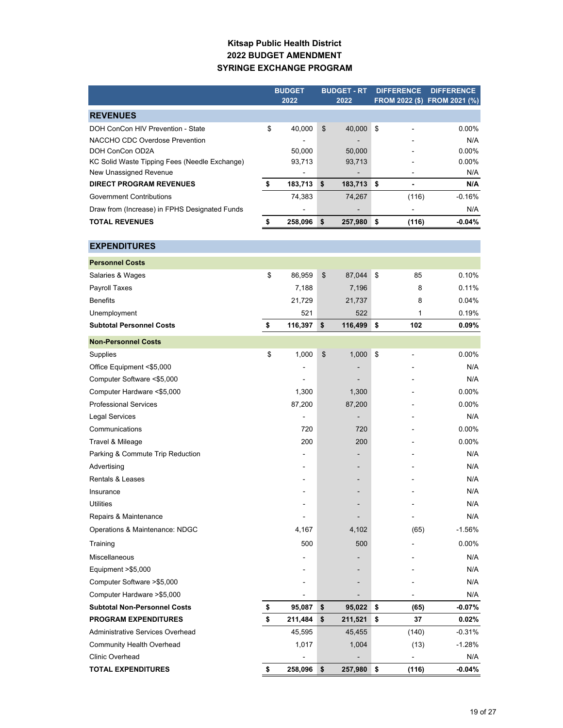# Kitsap Public Health District
## 2022 BUDGET AMENDMENT
## SYRINGE EXCHANGE PROGRAM

| | BUDGET 2022 | BUDGET - RT 2022 | DIFFERENCE FROM 2022 ($) | DIFFERENCE FROM 2021 (%) |
|---|---|---|---|---|
| **REVENUES** | | | | |
| DOH ConCon HIV Prevention - State | $ 40,000 | $ 40,000 | $ - | 0.00% |
| NACCHO CDC Overdose Prevention | - | - | - | N/A |
| DOH ConCon OD2A | 50,000 | 50,000 | - | 0.00% |
| KC Solid Waste Tipping Fees (Needle Exchange) | 93,713 | 93,713 | - | 0.00% |
| New Unassigned Revenue | - | - | - | N/A |
| **DIRECT PROGRAM REVENUES** | **$ 183,713** | **$ 183,713** | **$ -** | **N/A** |
| Government Contributions | 74,383 | 74,267 | (116) | -0.16% |
| Draw from (Increase) in FPHS Designated Funds | - | - | - | N/A |
| **TOTAL REVENUES** | **$ 258,096** | **$ 257,980** | **$ (116)** | **-0.04%** |
| **EXPENDITURES** | | | | |
| **Personnel Costs** | | | | |
| Salaries & Wages | $ 86,959 | $ 87,044 | $ 85 | 0.10% |
| Payroll Taxes | 7,188 | 7,196 | 8 | 0.11% |
| Benefits | 21,729 | 21,737 | 8 | 0.04% |
| Unemployment | 521 | 522 | 1 | 0.19% |
| **Subtotal Personnel Costs** | **$ 116,397** | **$ 116,499** | **$ 102** | **0.09%** |
| **Non-Personnel Costs** | | | | |
| Supplies | $ 1,000 | $ 1,000 | $ - | 0.00% |
| Office Equipment <$5,000 | - | - | - | N/A |
| Computer Software <$5,000 | - | - | - | N/A |
| Computer Hardware <$5,000 | 1,300 | 1,300 | - | 0.00% |
| Professional Services | 87,200 | 87,200 | - | 0.00% |
| Legal Services | - | - | - | N/A |
| Communications | 720 | 720 | - | 0.00% |
| Travel & Mileage | 200 | 200 | - | 0.00% |
| Parking & Commute Trip Reduction | - | - | - | N/A |
| Advertising | - | - | - | N/A |
| Rentals & Leases | - | - | - | N/A |
| Insurance | - | - | - | N/A |
| Utilities | - | - | - | N/A |
| Repairs & Maintenance | - | - | - | N/A |
| Operations & Maintenance: NDGC | 4,167 | 4,102 | (65) | -1.56% |
| Training | 500 | 500 | - | 0.00% |
| Miscellaneous | - | - | - | N/A |
| Equipment >$5,000 | - | - | - | N/A |
| Computer Software >$5,000 | - | - | - | N/A |
| Computer Hardware >$5,000 | - | - | - | N/A |
| **Subtotal Non-Personnel Costs** | **$ 95,087** | **$ 95,022** | **$ (65)** | **-0.07%** |
| **PROGRAM EXPENDITURES** | **$ 211,484** | **$ 211,521** | **$ 37** | **0.02%** |
| Administrative Services Overhead | 45,595 | 45,455 | (140) | -0.31% |
| Community Health Overhead | 1,017 | 1,004 | (13) | -1.28% |
| Clinic Overhead | - | - | - | N/A |
| **TOTAL EXPENDITURES** | **$ 258,096** | **$ 257,980** | **$ (116)** | **-0.04%** |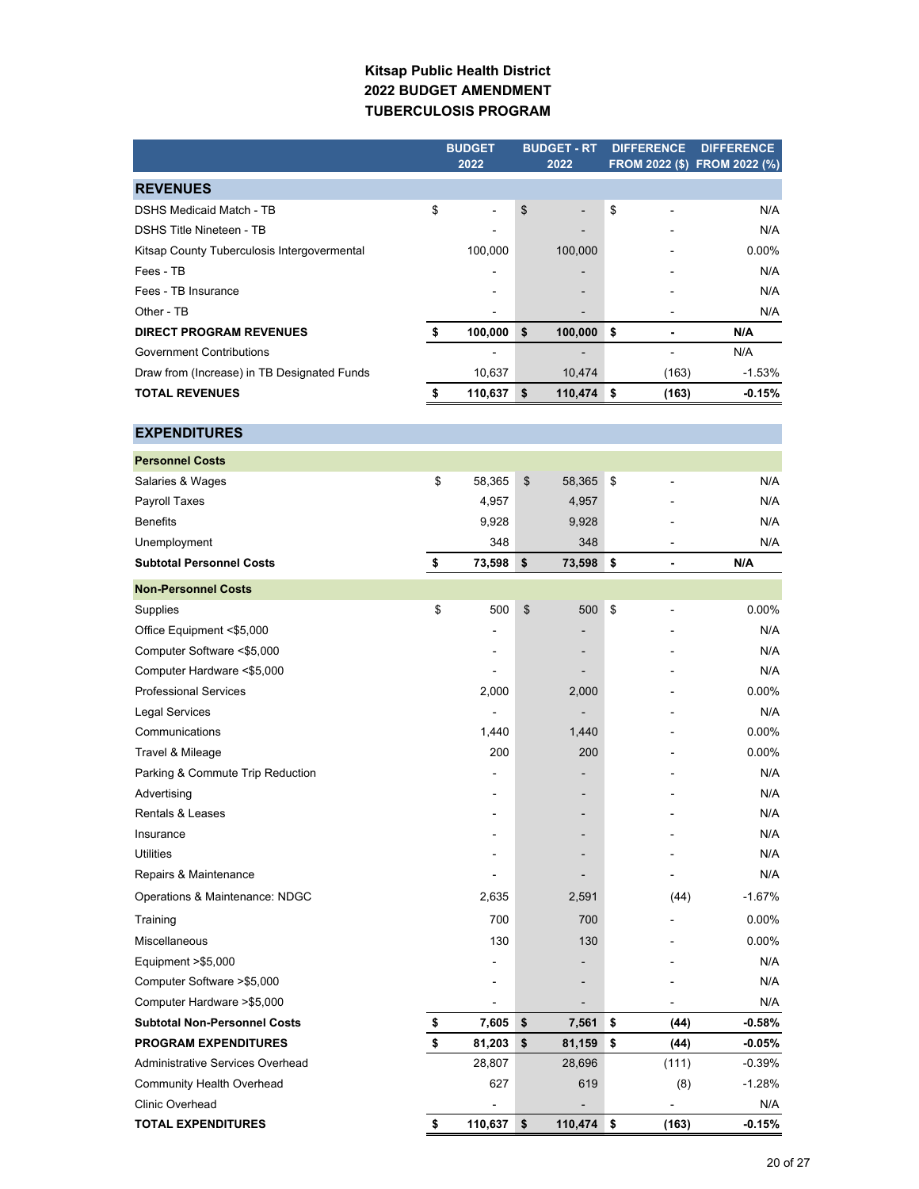**Kitsap Public Health District**
**2022 BUDGET AMENDMENT**
**TUBERCULOSIS PROGRAM**

| | BUDGET 2022 | BUDGET - RT 2022 | DIFFERENCE FROM 2022 ($) | DIFFERENCE FROM 2022 (%) |
|---|---|---|---|---|
| **REVENUES** | | | | |
| DSHS Medicaid Match - TB | $ - | $ - | $ - | N/A |
| DSHS Title Nineteen - TB | - | - | - | N/A |
| Kitsap County Tuberculosis Intergovermental | 100,000 | 100,000 | - | 0.00% |
| Fees - TB | - | - | - | N/A |
| Fees - TB Insurance | - | - | - | N/A |
| Other - TB | - | - | - | N/A |
| **DIRECT PROGRAM REVENUES** | **$ 100,000** | **$ 100,000** | **$ -** | **N/A** |
| Government Contributions | - | - | - | N/A |
| Draw from (Increase) in TB Designated Funds | 10,637 | 10,474 | (163) | -1.53% |
| **TOTAL REVENUES** | **$ 110,637** | **$ 110,474** | **$ (163)** | **-0.15%** |
| **EXPENDITURES** | | | | |
| **Personnel Costs** | | | | |
| Salaries & Wages | $ 58,365 | $ 58,365 | $ - | N/A |
| Payroll Taxes | 4,957 | 4,957 | - | N/A |
| Benefits | 9,928 | 9,928 | - | N/A |
| Unemployment | 348 | 348 | - | N/A |
| **Subtotal Personnel Costs** | **$ 73,598** | **$ 73,598** | **$ -** | **N/A** |
| **Non-Personnel Costs** | | | | |
| Supplies | $ 500 | $ 500 | $ - | 0.00% |
| Office Equipment <$5,000 | - | - | - | N/A |
| Computer Software <$5,000 | - | - | - | N/A |
| Computer Hardware <$5,000 | - | - | - | N/A |
| Professional Services | 2,000 | 2,000 | - | 0.00% |
| Legal Services | - | - | - | N/A |
| Communications | 1,440 | 1,440 | - | 0.00% |
| Travel & Mileage | 200 | 200 | - | 0.00% |
| Parking & Commute Trip Reduction | - | - | - | N/A |
| Advertising | - | - | - | N/A |
| Rentals & Leases | - | - | - | N/A |
| Insurance | - | - | - | N/A |
| Utilities | - | - | - | N/A |
| Repairs & Maintenance | - | - | - | N/A |
| Operations & Maintenance: NDGC | 2,635 | 2,591 | (44) | -1.67% |
| Training | 700 | 700 | - | 0.00% |
| Miscellaneous | 130 | 130 | - | 0.00% |
| Equipment >$5,000 | - | - | - | N/A |
| Computer Software >$5,000 | - | - | - | N/A |
| Computer Hardware >$5,000 | - | - | - | N/A |
| **Subtotal Non-Personnel Costs** | **$ 7,605** | **$ 7,561** | **$ (44)** | **-0.58%** |
| **PROGRAM EXPENDITURES** | **$ 81,203** | **$ 81,159** | **$ (44)** | **-0.05%** |
| Administrative Services Overhead | 28,807 | 28,696 | (111) | -0.39% |
| Community Health Overhead | 627 | 619 | (8) | -1.28% |
| Clinic Overhead | - | - | - | N/A |
| **TOTAL EXPENDITURES** | **$ 110,637** | **$ 110,474** | **$ (163)** | **-0.15%** |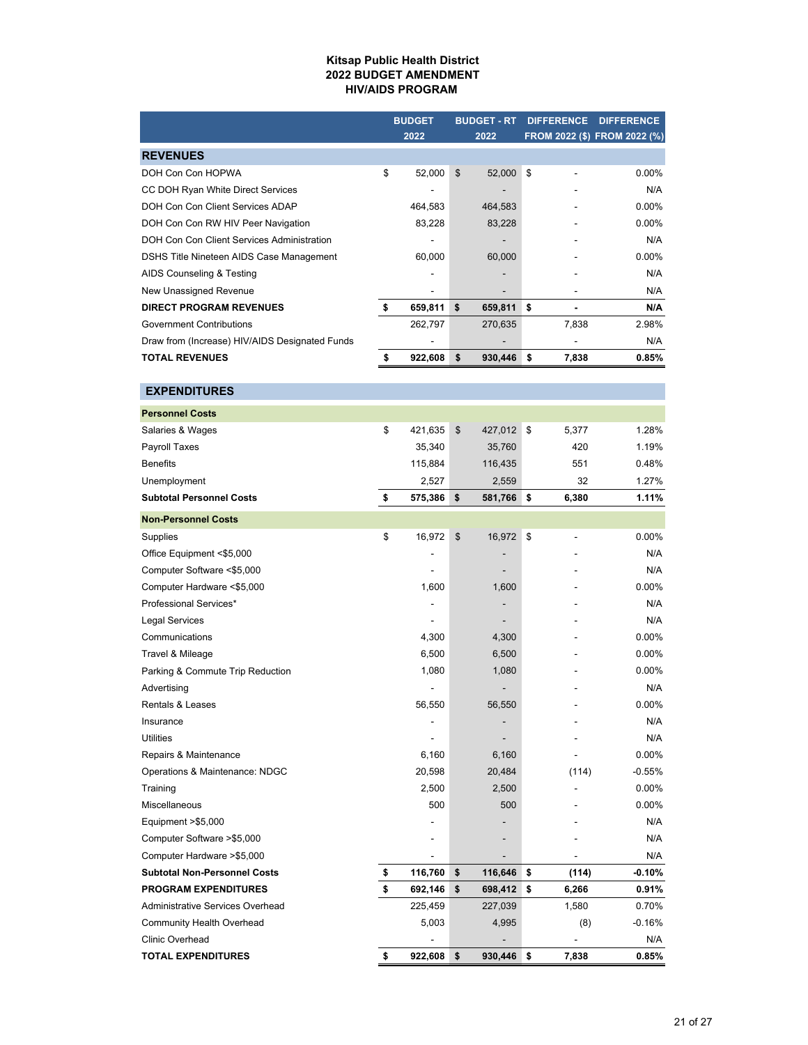# Kitsap Public Health District
## 2022 BUDGET AMENDMENT
## HIV/AIDS PROGRAM

| | BUDGET 2022 | BUDGET - RT 2022 | DIFFERENCE FROM 2022 ($) | DIFFERENCE FROM 2022 (%) |
|---|---|---|---|---|
| **REVENUES** | | | | |
| DOH Con Con HOPWA | $ 52,000 | $ 52,000 | $ - | 0.00% |
| CC DOH Ryan White Direct Services | - | - | - | N/A |
| DOH Con Con Client Services ADAP | 464,583 | 464,583 | - | 0.00% |
| DOH Con Con RW HIV Peer Navigation | 83,228 | 83,228 | - | 0.00% |
| DOH Con Con Client Services Administration | - | - | - | N/A |
| DSHS Title Nineteen AIDS Case Management | 60,000 | 60,000 | - | 0.00% |
| AIDS Counseling & Testing | - | - | - | N/A |
| New Unassigned Revenue | - | - | - | N/A |
| **DIRECT PROGRAM REVENUES** | **$ 659,811** | **$ 659,811** | **$ -** | **N/A** |
| Government Contributions | 262,797 | 270,635 | 7,838 | 2.98% |
| Draw from (Increase) HIV/AIDS Designated Funds | - | - | - | N/A |
| **TOTAL REVENUES** | **$ 922,608** | **$ 930,446** | **$ 7,838** | **0.85%** |
| **EXPENDITURES** | | | | |
| **Personnel Costs** | | | | |
| Salaries & Wages | $ 421,635 | $ 427,012 | $ 5,377 | 1.28% |
| Payroll Taxes | 35,340 | 35,760 | 420 | 1.19% |
| Benefits | 115,884 | 116,435 | 551 | 0.48% |
| Unemployment | 2,527 | 2,559 | 32 | 1.27% |
| **Subtotal Personnel Costs** | **$ 575,386** | **$ 581,766** | **$ 6,380** | **1.11%** |
| **Non-Personnel Costs** | | | | |
| Supplies | $ 16,972 | $ 16,972 | $ - | 0.00% |
| Office Equipment <$5,000 | - | - | - | N/A |
| Computer Software <$5,000 | - | - | - | N/A |
| Computer Hardware <$5,000 | 1,600 | 1,600 | - | 0.00% |
| Professional Services* | - | - | - | N/A |
| Legal Services | - | - | - | N/A |
| Communications | 4,300 | 4,300 | - | 0.00% |
| Travel & Mileage | 6,500 | 6,500 | - | 0.00% |
| Parking & Commute Trip Reduction | 1,080 | 1,080 | - | 0.00% |
| Advertising | - | - | - | N/A |
| Rentals & Leases | 56,550 | 56,550 | - | 0.00% |
| Insurance | - | - | - | N/A |
| Utilities | - | - | - | N/A |
| Repairs & Maintenance | 6,160 | 6,160 | - | 0.00% |
| Operations & Maintenance: NDGC | 20,598 | 20,484 | (114) | -0.55% |
| Training | 2,500 | 2,500 | - | 0.00% |
| Miscellaneous | 500 | 500 | - | 0.00% |
| Equipment >$5,000 | - | - | - | N/A |
| Computer Software >$5,000 | - | - | - | N/A |
| Computer Hardware >$5,000 | - | - | - | N/A |
| **Subtotal Non-Personnel Costs** | **$ 116,760** | **$ 116,646** | **$ (114)** | **-0.10%** |
| **PROGRAM EXPENDITURES** | **$ 692,146** | **$ 698,412** | **$ 6,266** | **0.91%** |
| Administrative Services Overhead | 225,459 | 227,039 | 1,580 | 0.70% |
| Community Health Overhead | 5,003 | 4,995 | (8) | -0.16% |
| Clinic Overhead | - | - | - | N/A |
| **TOTAL EXPENDITURES** | **$ 922,608** | **$ 930,446** | **$ 7,838** | **0.85%** |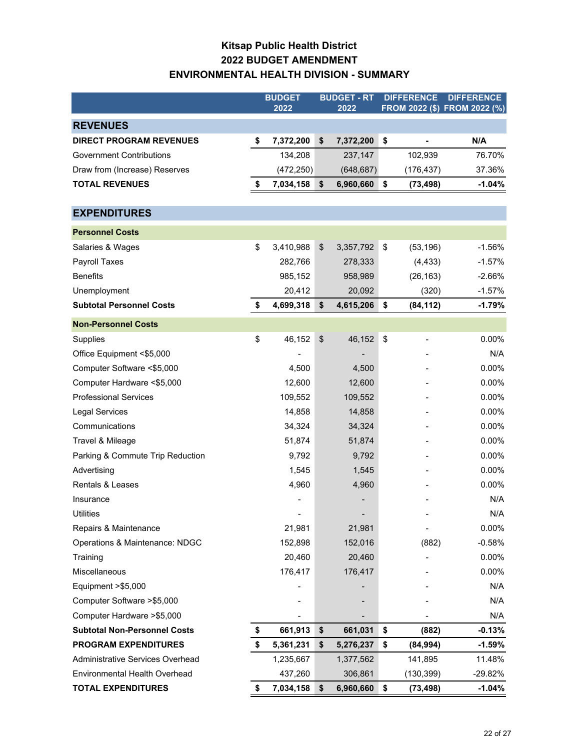# Kitsap Public Health District
# 2022 BUDGET AMENDMENT
# ENVIRONMENTAL HEALTH DIVISION - SUMMARY

| | BUDGET 2022 | BUDGET - RT 2022 | DIFFERENCE FROM 2022 ($) | DIFFERENCE FROM 2022 (%) |
|---|---|---|---|---|
| **REVENUES** | | | | |
| **DIRECT PROGRAM REVENUES** | **$ 7,372,200** | **$ 7,372,200** | **$ -** | **N/A** |
| Government Contributions | 134,208 | 237,147 | 102,939 | 76.70% |
| Draw from (Increase) Reserves | (472,250) | (648,687) | (176,437) | 37.36% |
| **TOTAL REVENUES** | **$ 7,034,158** | **$ 6,960,660** | **$ (73,498)** | **-1.04%** |
| **EXPENDITURES** | | | | |
| **Personnel Costs** | | | | |
| Salaries & Wages | $ 3,410,988 | $ 3,357,792 | $ (53,196) | -1.56% |
| Payroll Taxes | 282,766 | 278,333 | (4,433) | -1.57% |
| Benefits | 985,152 | 958,989 | (26,163) | -2.66% |
| Unemployment | 20,412 | 20,092 | (320) | -1.57% |
| **Subtotal Personnel Costs** | **$ 4,699,318** | **$ 4,615,206** | **$ (84,112)** | **-1.79%** |
| **Non-Personnel Costs** | | | | |
| Supplies | $ 46,152 | $ 46,152 | $ - | 0.00% |
| Office Equipment <$5,000 | - | - | - | N/A |
| Computer Software <$5,000 | 4,500 | 4,500 | - | 0.00% |
| Computer Hardware <$5,000 | 12,600 | 12,600 | - | 0.00% |
| Professional Services | 109,552 | 109,552 | - | 0.00% |
| Legal Services | 14,858 | 14,858 | - | 0.00% |
| Communications | 34,324 | 34,324 | - | 0.00% |
| Travel & Mileage | 51,874 | 51,874 | - | 0.00% |
| Parking & Commute Trip Reduction | 9,792 | 9,792 | - | 0.00% |
| Advertising | 1,545 | 1,545 | - | 0.00% |
| Rentals & Leases | 4,960 | 4,960 | - | 0.00% |
| Insurance | - | - | - | N/A |
| Utilities | - | - | - | N/A |
| Repairs & Maintenance | 21,981 | 21,981 | - | 0.00% |
| Operations & Maintenance: NDGC | 152,898 | 152,016 | (882) | -0.58% |
| Training | 20,460 | 20,460 | - | 0.00% |
| Miscellaneous | 176,417 | 176,417 | - | 0.00% |
| Equipment >$5,000 | - | - | - | N/A |
| Computer Software >$5,000 | - | - | - | N/A |
| Computer Hardware >$5,000 | - | - | - | N/A |
| **Subtotal Non-Personnel Costs** | **$ 661,913** | **$ 661,031** | **$ (882)** | **-0.13%** |
| **PROGRAM EXPENDITURES** | **$ 5,361,231** | **$ 5,276,237** | **$ (84,994)** | **-1.59%** |
| Administrative Services Overhead | 1,235,667 | 1,377,562 | 141,895 | 11.48% |
| Environmental Health Overhead | 437,260 | 306,861 | (130,399) | -29.82% |
| **TOTAL EXPENDITURES** | **$ 7,034,158** | **$ 6,960,660** | **$ (73,498)** | **-1.04%** |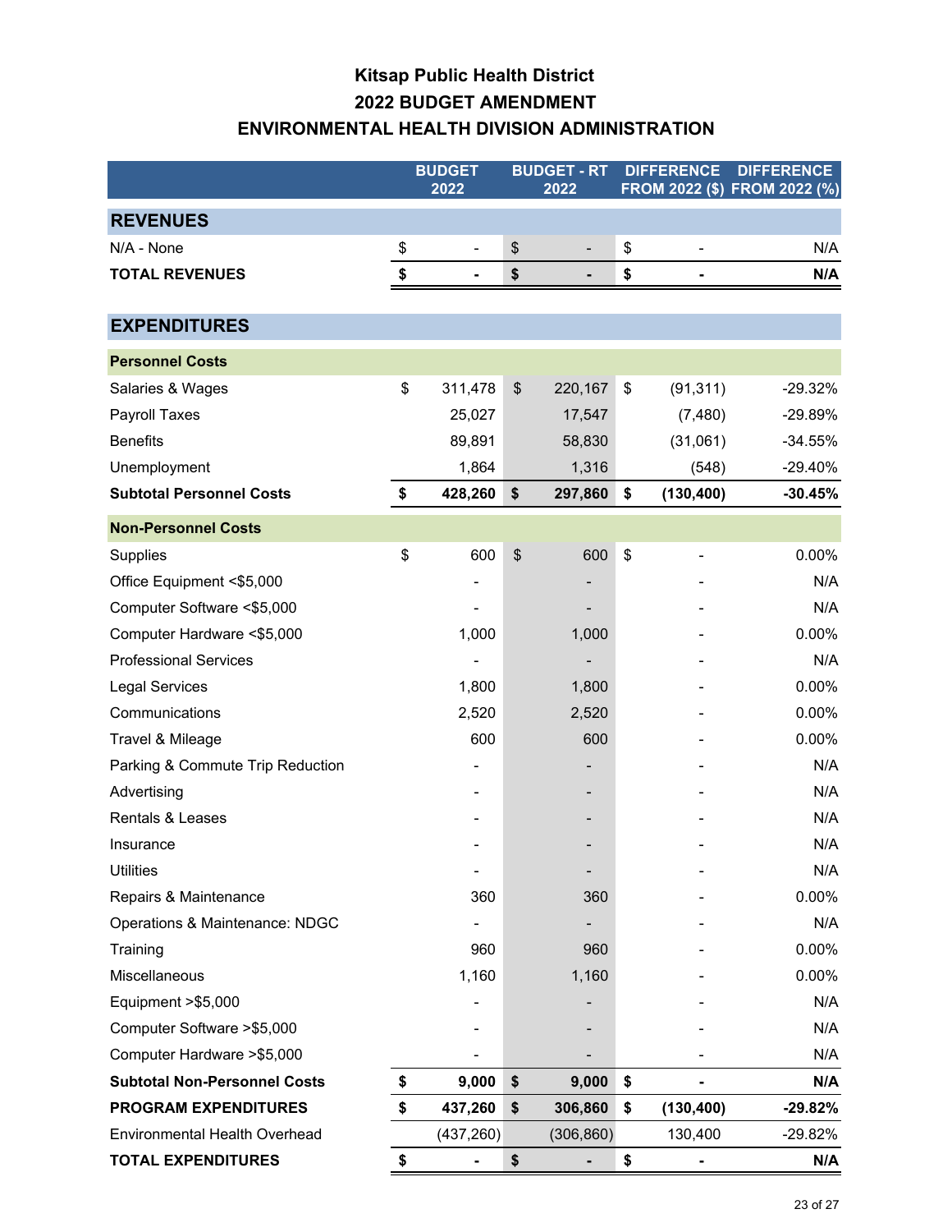# Kitsap Public Health District
## 2022 BUDGET AMENDMENT
## ENVIRONMENTAL HEALTH DIVISION ADMINISTRATION

| | BUDGET 2022 | BUDGET - RT 2022 | DIFFERENCE FROM 2022 ($) | DIFFERENCE FROM 2022 (%) |
|---|---|---|---|---|
| **REVENUES** | | | | |
| N/A - None | $ - | $ - | $ - | N/A |
| **TOTAL REVENUES** | **$ -** | **$ -** | **$ -** | **N/A** |
| | | | | |
| **EXPENDITURES** | | | | |
| **Personnel Costs** | | | | |
| Salaries & Wages | $ 311,478 | $ 220,167 | $ (91,311) | -29.32% |
| Payroll Taxes | 25,027 | 17,547 | (7,480) | -29.89% |
| Benefits | 89,891 | 58,830 | (31,061) | -34.55% |
| Unemployment | 1,864 | 1,316 | (548) | -29.40% |
| **Subtotal Personnel Costs** | **$ 428,260** | **$ 297,860** | **$ (130,400)** | **-30.45%** |
| **Non-Personnel Costs** | | | | |
| Supplies | $ 600 | $ 600 | $ - | 0.00% |
| Office Equipment <$5,000 | - | - | - | N/A |
| Computer Software <$5,000 | - | - | - | N/A |
| Computer Hardware <$5,000 | 1,000 | 1,000 | - | 0.00% |
| Professional Services | - | - | - | N/A |
| Legal Services | 1,800 | 1,800 | - | 0.00% |
| Communications | 2,520 | 2,520 | - | 0.00% |
| Travel & Mileage | 600 | 600 | - | 0.00% |
| Parking & Commute Trip Reduction | - | - | - | N/A |
| Advertising | - | - | - | N/A |
| Rentals & Leases | - | - | - | N/A |
| Insurance | - | - | - | N/A |
| Utilities | - | - | - | N/A |
| Repairs & Maintenance | 360 | 360 | - | 0.00% |
| Operations & Maintenance: NDGC | - | - | - | N/A |
| Training | 960 | 960 | - | 0.00% |
| Miscellaneous | 1,160 | 1,160 | - | 0.00% |
| Equipment >$5,000 | - | - | - | N/A |
| Computer Software >$5,000 | - | - | - | N/A |
| Computer Hardware >$5,000 | - | - | - | N/A |
| **Subtotal Non-Personnel Costs** | **$ 9,000** | **$ 9,000** | **$ -** | **N/A** |
| **PROGRAM EXPENDITURES** | **$ 437,260** | **$ 306,860** | **$ (130,400)** | **-29.82%** |
| Environmental Health Overhead | (437,260) | (306,860) | 130,400 | -29.82% |
| **TOTAL EXPENDITURES** | **$ -** | **$ -** | **$ -** | **N/A** |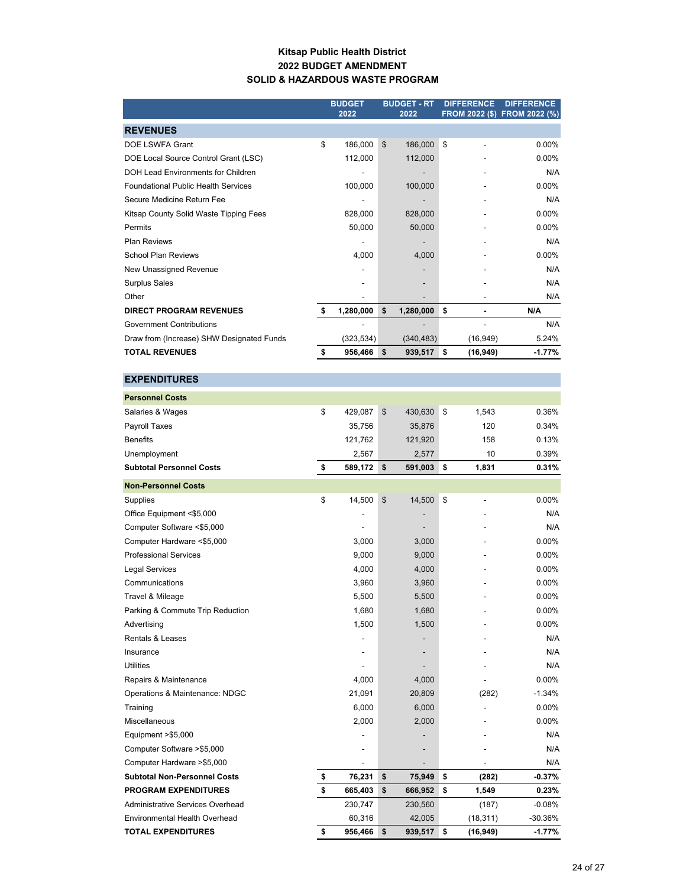# Kitsap Public Health District
## 2022 BUDGET AMENDMENT
## SOLID & HAZARDOUS WASTE PROGRAM

| | BUDGET 2022 | BUDGET - RT 2022 | DIFFERENCE FROM 2022 ($) | DIFFERENCE FROM 2022 (%) |
|---|---|---|---|---|
| **REVENUES** | | | | |
| DOE LSWFA Grant | $ 186,000 | $ 186,000 | $ - | 0.00% |
| DOE Local Source Control Grant (LSC) | 112,000 | 112,000 | - | 0.00% |
| DOH Lead Environments for Children | - | - | - | N/A |
| Foundational Public Health Services | 100,000 | 100,000 | - | 0.00% |
| Secure Medicine Return Fee | - | - | - | N/A |
| Kitsap County Solid Waste Tipping Fees | 828,000 | 828,000 | - | 0.00% |
| Permits | 50,000 | 50,000 | - | 0.00% |
| Plan Reviews | - | - | - | N/A |
| School Plan Reviews | 4,000 | 4,000 | - | 0.00% |
| New Unassigned Revenue | - | - | - | N/A |
| Surplus Sales | - | - | - | N/A |
| Other | - | - | - | N/A |
| **DIRECT PROGRAM REVENUES** | **$ 1,280,000** | **$ 1,280,000** | **$ -** | **N/A** |
| Government Contributions | - | - | - | N/A |
| Draw from (Increase) SHW Designated Funds | (323,534) | (340,483) | (16,949) | 5.24% |
| **TOTAL REVENUES** | **$ 956,466** | **$ 939,517** | **$ (16,949)** | **-1.77%** |
| **EXPENDITURES** | | | | |
| **Personnel Costs** | | | | |
| Salaries & Wages | $ 429,087 | $ 430,630 | $ 1,543 | 0.36% |
| Payroll Taxes | 35,756 | 35,876 | 120 | 0.34% |
| Benefits | 121,762 | 121,920 | 158 | 0.13% |
| Unemployment | 2,567 | 2,577 | 10 | 0.39% |
| **Subtotal Personnel Costs** | **$ 589,172** | **$ 591,003** | **$ 1,831** | **0.31%** |
| **Non-Personnel Costs** | | | | |
| Supplies | $ 14,500 | $ 14,500 | $ - | 0.00% |
| Office Equipment <$5,000 | - | - | - | N/A |
| Computer Software <$5,000 | - | - | - | N/A |
| Computer Hardware <$5,000 | 3,000 | 3,000 | - | 0.00% |
| Professional Services | 9,000 | 9,000 | - | 0.00% |
| Legal Services | 4,000 | 4,000 | - | 0.00% |
| Communications | 3,960 | 3,960 | - | 0.00% |
| Travel & Mileage | 5,500 | 5,500 | - | 0.00% |
| Parking & Commute Trip Reduction | 1,680 | 1,680 | - | 0.00% |
| Advertising | 1,500 | 1,500 | - | 0.00% |
| Rentals & Leases | - | - | - | N/A |
| Insurance | - | - | - | N/A |
| Utilities | - | - | - | N/A |
| Repairs & Maintenance | 4,000 | 4,000 | - | 0.00% |
| Operations & Maintenance: NDGC | 21,091 | 20,809 | (282) | -1.34% |
| Training | 6,000 | 6,000 | - | 0.00% |
| Miscellaneous | 2,000 | 2,000 | - | 0.00% |
| Equipment >$5,000 | - | - | - | N/A |
| Computer Software >$5,000 | - | - | - | N/A |
| Computer Hardware >$5,000 | - | - | - | N/A |
| **Subtotal Non-Personnel Costs** | **$ 76,231** | **$ 75,949** | **$ (282)** | **-0.37%** |
| **PROGRAM EXPENDITURES** | **$ 665,403** | **$ 666,952** | **$ 1,549** | **0.23%** |
| Administrative Services Overhead | 230,747 | 230,560 | (187) | -0.08% |
| Environmental Health Overhead | 60,316 | 42,005 | (18,311) | -30.36% |
| **TOTAL EXPENDITURES** | **$ 956,466** | **$ 939,517** | **$ (16,949)** | **-1.77%** |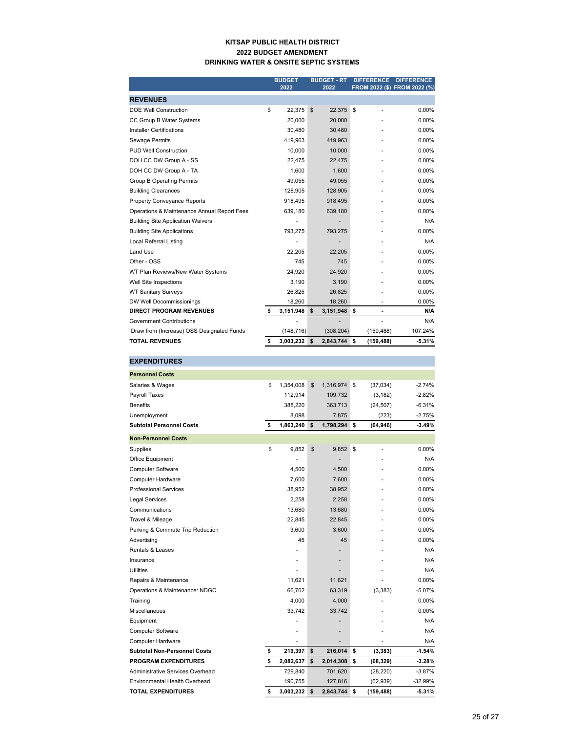**KITSAP PUBLIC HEALTH DISTRICT**
**2022 BUDGET AMENDMENT**
**DRINKING WATER & ONSITE SEPTIC SYSTEMS**

| | BUDGET 2022 | BUDGET - RT 2022 | DIFFERENCE FROM 2022 ($) | DIFFERENCE FROM 2022 (%) |
|---|---|---|---|---|
| **REVENUES** | | | | |
| DOE Well Construction | $ 22,375 | $ 22,375 | $ - | 0.00% |
| CC Group B Water Systems | 20,000 | 20,000 | - | 0.00% |
| Installer Certifications | 30,480 | 30,480 | - | 0.00% |
| Sewage Permits | 419,963 | 419,963 | - | 0.00% |
| PUD Well Construction | 10,000 | 10,000 | - | 0.00% |
| DOH CC DW Group A - SS | 22,475 | 22,475 | - | 0.00% |
| DOH CC DW Group A - TA | 1,600 | 1,600 | - | 0.00% |
| Group B Operating Permits | 49,055 | 49,055 | - | 0.00% |
| Building Clearances | 128,905 | 128,905 | - | 0.00% |
| Property Conveyance Reports | 918,495 | 918,495 | - | 0.00% |
| Operations & Maintenance Annual Report Fees | 639,180 | 639,180 | - | 0.00% |
| Building Site Application Waivers | - | - | - | N/A |
| Building Site Applications | 793,275 | 793,275 | - | 0.00% |
| Local Referral Listing | - | - | - | N/A |
| Land Use | 22,205 | 22,205 | - | 0.00% |
| Other - OSS | 745 | 745 | - | 0.00% |
| WT Plan Reviews/New Water Systems | 24,920 | 24,920 | - | 0.00% |
| Well Site Inspections | 3,190 | 3,190 | - | 0.00% |
| WT Sanitary Surveys | 26,825 | 26,825 | - | 0.00% |
| DW Well Decommissionings | 18,260 | 18,260 | - | 0.00% |
| **DIRECT PROGRAM REVENUES** | **$ 3,151,948** | **$ 3,151,948** | **$ -** | **N/A** |
| Government Contributions | - | - | - | N/A |
| Draw from (Increase) OSS Designated Funds | (148,716) | (308,204) | (159,488) | 107.24% |
| **TOTAL REVENUES** | **$ 3,003,232** | **$ 2,843,744** | **$ (159,488)** | **-5.31%** |
| | | | | |
| **EXPENDITURES** | | | | |
| **Personnel Costs** | | | | |
| Salaries & Wages | $ 1,354,008 | $ 1,316,974 | $ (37,034) | -2.74% |
| Payroll Taxes | 112,914 | 109,732 | (3,182) | -2.82% |
| Benefits | 388,220 | 363,713 | (24,507) | -6.31% |
| Unemployment | 8,098 | 7,875 | (223) | -2.75% |
| **Subtotal Personnel Costs** | **$ 1,863,240** | **$ 1,798,294** | **$ (64,946)** | **-3.49%** |
| **Non-Personnel Costs** | | | | |
| Supplies | $ 9,852 | $ 9,852 | $ - | 0.00% |
| Office Equipment | - | - | - | N/A |
| Computer Software | 4,500 | 4,500 | - | 0.00% |
| Computer Hardware | 7,600 | 7,600 | - | 0.00% |
| Professional Services | 38,952 | 38,952 | - | 0.00% |
| Legal Services | 2,258 | 2,258 | - | 0.00% |
| Communications | 13,680 | 13,680 | - | 0.00% |
| Travel & Mileage | 22,845 | 22,845 | - | 0.00% |
| Parking & Commute Trip Reduction | 3,600 | 3,600 | - | 0.00% |
| Advertising | 45 | 45 | - | 0.00% |
| Rentals & Leases | - | - | - | N/A |
| Insurance | - | - | - | N/A |
| Utilities | - | - | - | N/A |
| Repairs & Maintenance | 11,621 | 11,621 | - | 0.00% |
| Operations & Maintenance: NDGC | 66,702 | 63,319 | (3,383) | -5.07% |
| Training | 4,000 | 4,000 | - | 0.00% |
| Miscellaneous | 33,742 | 33,742 | - | 0.00% |
| Equipment | - | - | - | N/A |
| Computer Software | - | - | - | N/A |
| Computer Hardware | - | - | - | N/A |
| **Subtotal Non-Personnel Costs** | **$ 219,397** | **$ 216,014** | **$ (3,383)** | **-1.54%** |
| **PROGRAM EXPENDITURES** | **$ 2,082,637** | **$ 2,014,308** | **$ (68,329)** | **-3.28%** |
| Administrative Services Overhead | 729,840 | 701,620 | (28,220) | -3.87% |
| Environmental Health Overhead | 190,755 | 127,816 | (62,939) | -32.99% |
| **TOTAL EXPENDITURES** | **$ 3,003,232** | **$ 2,843,744** | **$ (159,488)** | **-5.31%** |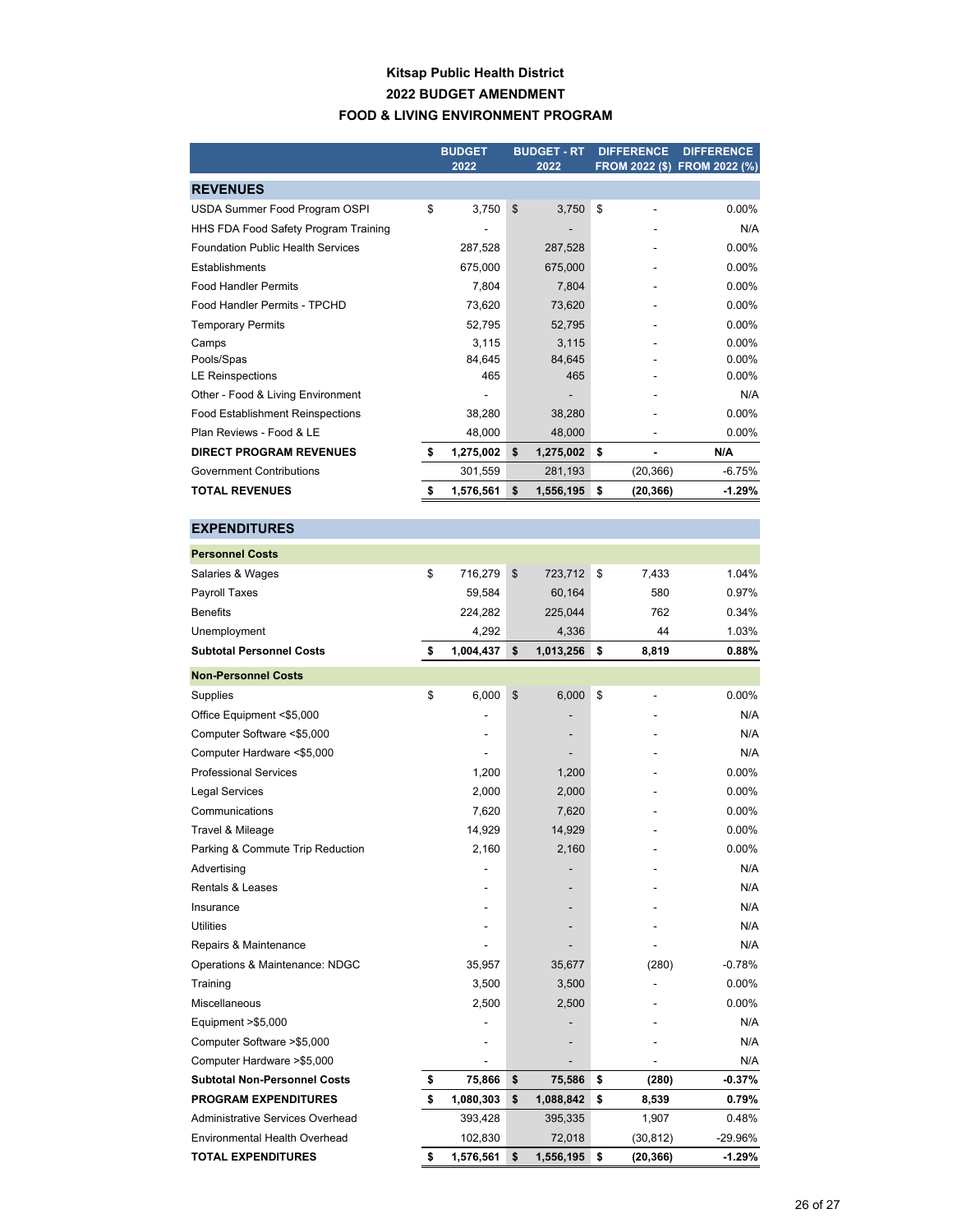# Kitsap Public Health District
## 2022 BUDGET AMENDMENT
## FOOD & LIVING ENVIRONMENT PROGRAM

| | BUDGET 2022 | BUDGET - RT 2022 | DIFFERENCE FROM 2022 ($) | DIFFERENCE FROM 2022 (%) |
|---|---|---|---|---|
| **REVENUES** | | | | |
| USDA Summer Food Program OSPI | $ 3,750 | $ 3,750 | $ - | 0.00% |
| HHS FDA Food Safety Program Training | - | - | - | N/A |
| Foundation Public Health Services | 287,528 | 287,528 | - | 0.00% |
| Establishments | 675,000 | 675,000 | - | 0.00% |
| Food Handler Permits | 7,804 | 7,804 | - | 0.00% |
| Food Handler Permits - TPCHD | 73,620 | 73,620 | - | 0.00% |
| Temporary Permits | 52,795 | 52,795 | - | 0.00% |
| Camps | 3,115 | 3,115 | - | 0.00% |
| Pools/Spas | 84,645 | 84,645 | - | 0.00% |
| LE Reinspections | 465 | 465 | - | 0.00% |
| Other - Food & Living Environment | - | - | - | N/A |
| Food Establishment Reinspections | 38,280 | 38,280 | - | 0.00% |
| Plan Reviews - Food & LE | 48,000 | 48,000 | - | 0.00% |
| **DIRECT PROGRAM REVENUES** | **$ 1,275,002** | **$ 1,275,002** | **$ -** | **N/A** |
| Government Contributions | 301,559 | 281,193 | (20,366) | -6.75% |
| **TOTAL REVENUES** | **$ 1,576,561** | **$ 1,556,195** | **$ (20,366)** | **-1.29%** |
| **EXPENDITURES** | | | | |
| **Personnel Costs** | | | | |
| Salaries & Wages | $ 716,279 | $ 723,712 | $ 7,433 | 1.04% |
| Payroll Taxes | 59,584 | 60,164 | 580 | 0.97% |
| Benefits | 224,282 | 225,044 | 762 | 0.34% |
| Unemployment | 4,292 | 4,336 | 44 | 1.03% |
| **Subtotal Personnel Costs** | **$ 1,004,437** | **$ 1,013,256** | **$ 8,819** | **0.88%** |
| **Non-Personnel Costs** | | | | |
| Supplies | $ 6,000 | $ 6,000 | $ - | 0.00% |
| Office Equipment <$5,000 | - | - | - | N/A |
| Computer Software <$5,000 | - | - | - | N/A |
| Computer Hardware <$5,000 | - | - | - | N/A |
| Professional Services | 1,200 | 1,200 | - | 0.00% |
| Legal Services | 2,000 | 2,000 | - | 0.00% |
| Communications | 7,620 | 7,620 | - | 0.00% |
| Travel & Mileage | 14,929 | 14,929 | - | 0.00% |
| Parking & Commute Trip Reduction | 2,160 | 2,160 | - | 0.00% |
| Advertising | - | - | - | N/A |
| Rentals & Leases | - | - | - | N/A |
| Insurance | - | - | - | N/A |
| Utilities | - | - | - | N/A |
| Repairs & Maintenance | - | - | - | N/A |
| Operations & Maintenance: NDGC | 35,957 | 35,677 | (280) | -0.78% |
| Training | 3,500 | 3,500 | - | 0.00% |
| Miscellaneous | 2,500 | 2,500 | - | 0.00% |
| Equipment >$5,000 | - | - | - | N/A |
| Computer Software >$5,000 | - | - | - | N/A |
| Computer Hardware >$5,000 | - | - | - | N/A |
| **Subtotal Non-Personnel Costs** | **$ 75,866** | **$ 75,586** | **$ (280)** | **-0.37%** |
| **PROGRAM EXPENDITURES** | **$ 1,080,303** | **$ 1,088,842** | **$ 8,539** | **0.79%** |
| Administrative Services Overhead | 393,428 | 395,335 | 1,907 | 0.48% |
| Environmental Health Overhead | 102,830 | 72,018 | (30,812) | -29.96% |
| **TOTAL EXPENDITURES** | **$ 1,576,561** | **$ 1,556,195** | **$ (20,366)** | **-1.29%** |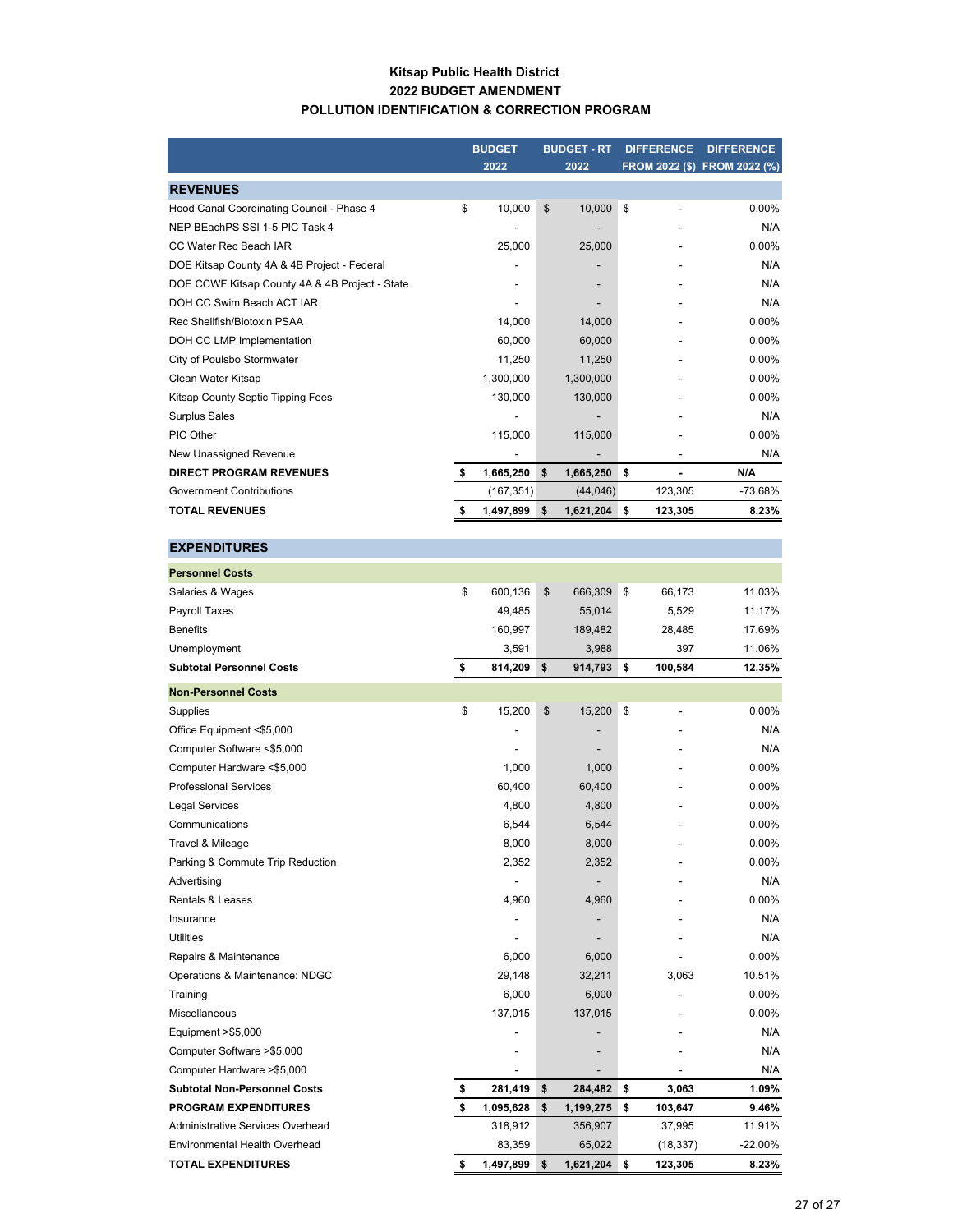**Kitsap Public Health District**
**2022 BUDGET AMENDMENT**
**POLLUTION IDENTIFICATION & CORRECTION PROGRAM**

| | BUDGET 2022 | BUDGET - RT 2022 | DIFFERENCE FROM 2022 ($) | DIFFERENCE FROM 2022 (%) |
|---|---|---|---|---|
| **REVENUES** | | | | |
| Hood Canal Coordinating Council - Phase 4 | $ 10,000 | $ 10,000 | $ - | 0.00% |
| NEP BEachPS SSI 1-5 PIC Task 4 | - | - | - | N/A |
| CC Water Rec Beach IAR | 25,000 | 25,000 | - | 0.00% |
| DOE Kitsap County 4A & 4B Project - Federal | - | - | - | N/A |
| DOE CCWF Kitsap County 4A & 4B Project - State | - | - | - | N/A |
| DOH CC Swim Beach ACT IAR | - | - | - | N/A |
| Rec Shellfish/Biotoxin PSAA | 14,000 | 14,000 | - | 0.00% |
| DOH CC LMP Implementation | 60,000 | 60,000 | - | 0.00% |
| City of Poulsbo Stormwater | 11,250 | 11,250 | - | 0.00% |
| Clean Water Kitsap | 1,300,000 | 1,300,000 | - | 0.00% |
| Kitsap County Septic Tipping Fees | 130,000 | 130,000 | - | 0.00% |
| Surplus Sales | - | - | - | N/A |
| PIC Other | 115,000 | 115,000 | - | 0.00% |
| New Unassigned Revenue | - | - | - | N/A |
| **DIRECT PROGRAM REVENUES** | **$ 1,665,250** | **$ 1,665,250** | **$ -** | **N/A** |
| Government Contributions | (167,351) | (44,046) | 123,305 | -73.68% |
| **TOTAL REVENUES** | **$ 1,497,899** | **$ 1,621,204** | **$ 123,305** | **8.23%** |
| **EXPENDITURES** | | | | |
| **Personnel Costs** | | | | |
| Salaries & Wages | $ 600,136 | $ 666,309 | $ 66,173 | 11.03% |
| Payroll Taxes | 49,485 | 55,014 | 5,529 | 11.17% |
| Benefits | 160,997 | 189,482 | 28,485 | 17.69% |
| Unemployment | 3,591 | 3,988 | 397 | 11.06% |
| **Subtotal Personnel Costs** | **$ 814,209** | **$ 914,793** | **$ 100,584** | **12.35%** |
| **Non-Personnel Costs** | | | | |
| Supplies | $ 15,200 | $ 15,200 | $ - | 0.00% |
| Office Equipment <$5,000 | - | - | - | N/A |
| Computer Software <$5,000 | - | - | - | N/A |
| Computer Hardware <$5,000 | 1,000 | 1,000 | - | 0.00% |
| Professional Services | 60,400 | 60,400 | - | 0.00% |
| Legal Services | 4,800 | 4,800 | - | 0.00% |
| Communications | 6,544 | 6,544 | - | 0.00% |
| Travel & Mileage | 8,000 | 8,000 | - | 0.00% |
| Parking & Commute Trip Reduction | 2,352 | 2,352 | - | 0.00% |
| Advertising | - | - | - | N/A |
| Rentals & Leases | 4,960 | 4,960 | - | 0.00% |
| Insurance | - | - | - | N/A |
| Utilities | - | - | - | N/A |
| Repairs & Maintenance | 6,000 | 6,000 | - | 0.00% |
| Operations & Maintenance: NDGC | 29,148 | 32,211 | 3,063 | 10.51% |
| Training | 6,000 | 6,000 | - | 0.00% |
| Miscellaneous | 137,015 | 137,015 | - | 0.00% |
| Equipment >$5,000 | - | - | - | N/A |
| Computer Software >$5,000 | - | - | - | N/A |
| Computer Hardware >$5,000 | - | - | - | N/A |
| **Subtotal Non-Personnel Costs** | **$ 281,419** | **$ 284,482** | **$ 3,063** | **1.09%** |
| **PROGRAM EXPENDITURES** | **$ 1,095,628** | **$ 1,199,275** | **$ 103,647** | **9.46%** |
| Administrative Services Overhead | 318,912 | 356,907 | 37,995 | 11.91% |
| Environmental Health Overhead | 83,359 | 65,022 | (18,337) | -22.00% |
| **TOTAL EXPENDITURES** | **$ 1,497,899** | **$ 1,621,204** | **$ 123,305** | **8.23%** |